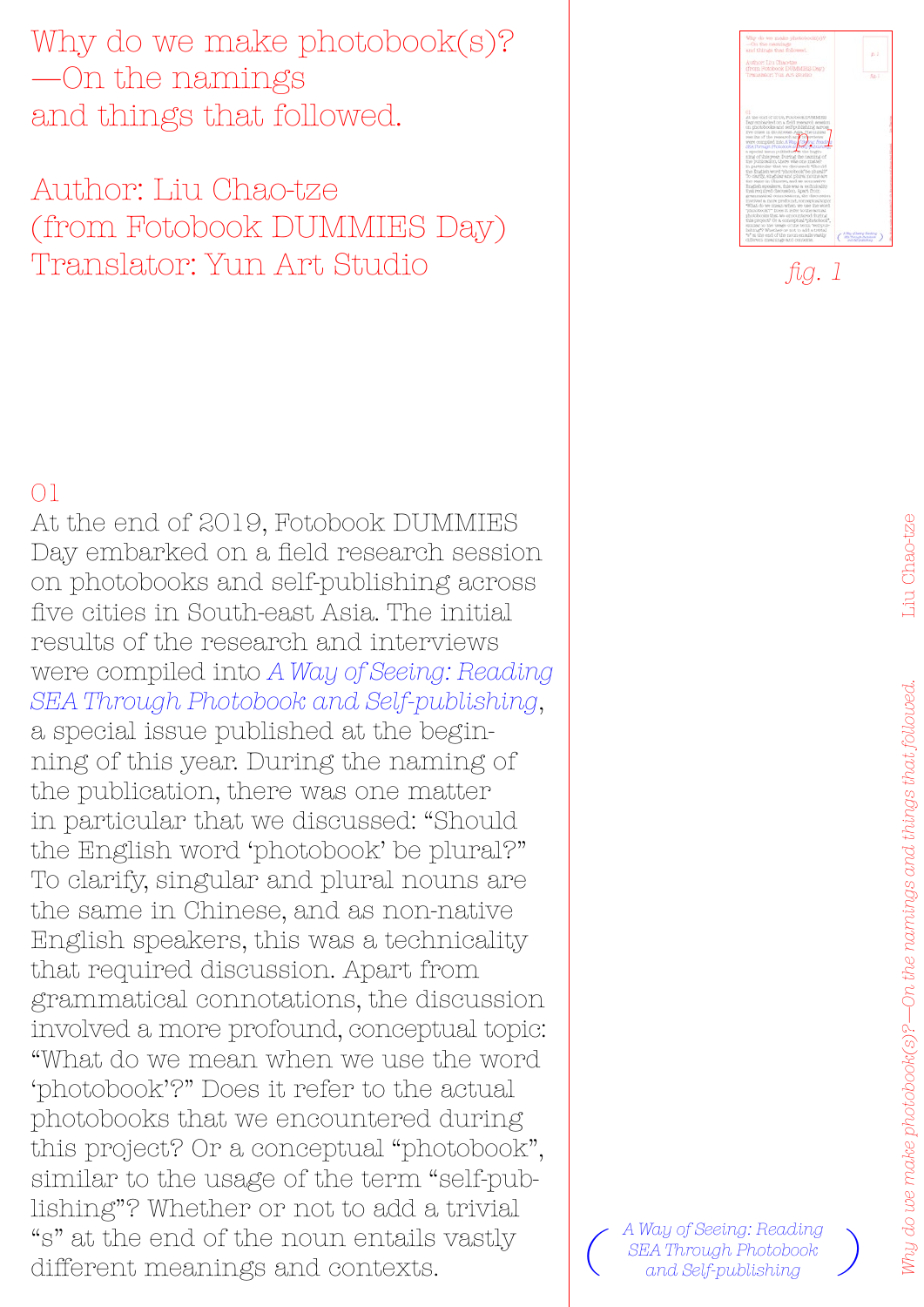# Why do we make photobook(s)? —On the namings and things that followed.

Author: Liu Chao-tze (from Fotobook DUMMIES Day)
Translator: Yun Art Studio

fig. 1

## 01

At the end of 2019, Fotobook DUMMIES Day embarked on a field research session on photobooks and self-publishing across five cities in South-east Asia. The initial results of the research and interviews were compiled into *A Way of Seeing: Reading SEA Through Photobook and Self-publishing*, a special issue published at the beginning of this year. During the naming of the publication, there was one matter in particular that we discussed: "Should the English word 'photobook' be plural?" To clarify, singular and plural nouns are the same in Chinese, and as non-native English speakers, this was a technicality that required discussion. Apart from grammatical connotations, the discussion involved a more profound, conceptual topic: "What do we mean when we use the word 'photobook'?" Does it refer to the actual photobooks that we encountered during this project? Or a conceptual "photobook", similar to the usage of the term "self-publishing"? Whether or not to add a trivial "s" at the end of the noun entails vastly different meanings and contexts.

( *A Way of Seeing: Reading SEA Through Photobook and Self-publishing* )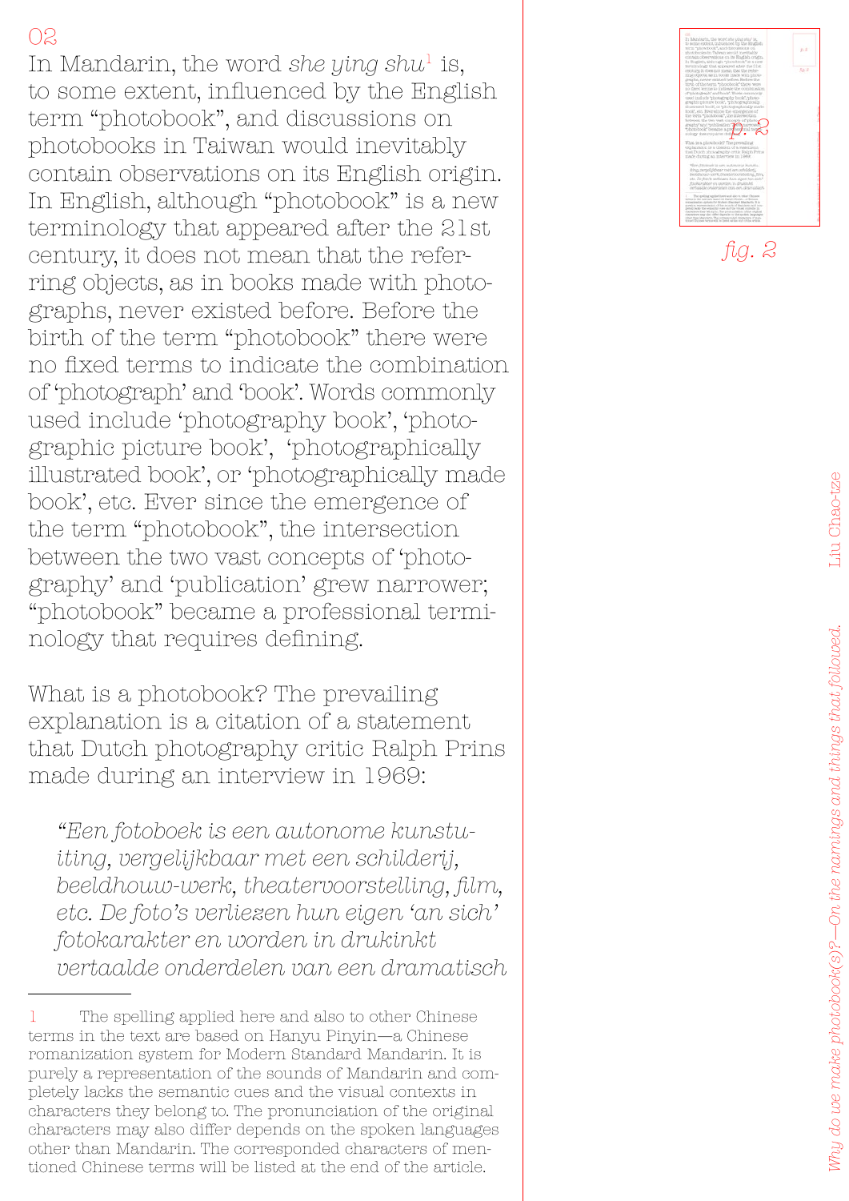02

In Mandarin, the word *she ying shu*[1] is, to some extent, influenced by the English term "photobook", and discussions on photobooks in Taiwan would inevitably contain observations on its English origin. In English, although "photobook" is a new terminology that appeared after the 21st century, it does not mean that the referring objects, as in books made with photographs, never existed before. Before the birth of the term "photobook" there were no fixed terms to indicate the combination of 'photograph' and 'book'. Words commonly used include 'photography book', 'photographic picture book', 'photographically illustrated book', or 'photographically made book', etc. Ever since the emergence of the term "photobook", the intersection between the two vast concepts of 'photography' and 'publication' grew narrower; "photobook" became a professional terminology that requires defining.

What is a photobook? The prevailing explanation is a citation of a statement that Dutch photography critic Ralph Prins made during an interview in 1969:

> *"Een fotoboek is een autonome kunstuiting, vergelijkbaar met een schilderij, beeldhouw-werk, theatervoorstelling, film, etc. De foto's verliezen hun eigen 'an sich' fotokarakter en worden in drukinkt vertaalde onderdelen van een dramatisch*

fig. 2

---

1 The spelling applied here and also to other Chinese terms in the text are based on Hanyu Pinyin—a Chinese romanization system for Modern Standard Mandarin. It is purely a representation of the sounds of Mandarin and completely lacks the semantic cues and the visual contexts in characters they belong to. The pronunciation of the original characters may also differ depends on the spoken languages other than Mandarin. The corresponded characters of mentioned Chinese terms will be listed at the end of the article.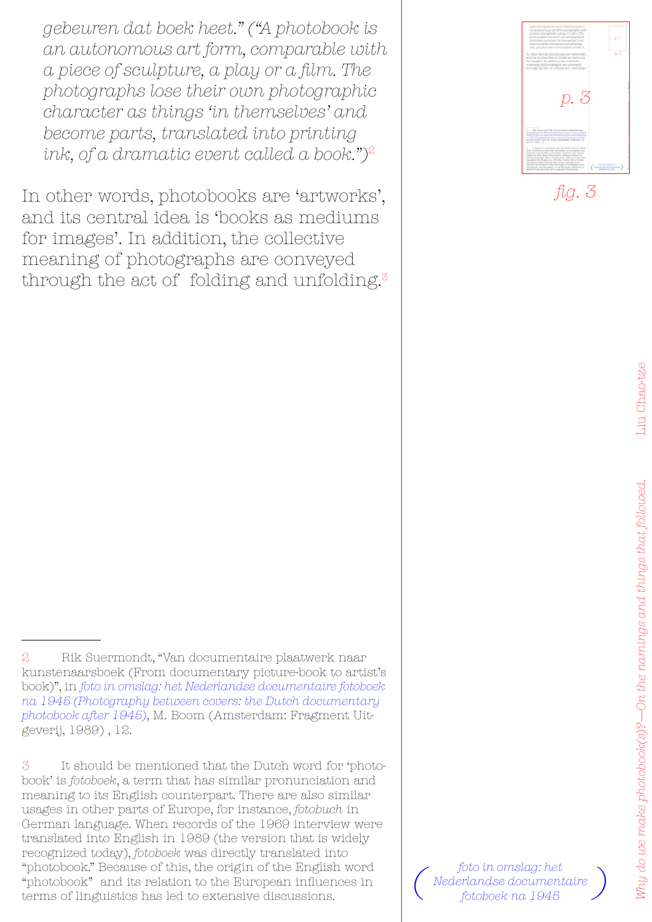*gebeuren dat boek heet." ("A photobook is an autonomous art form, comparable with a piece of sculpture, a play or a film. The photographs lose their own photographic character as things 'in themselves' and become parts, translated into printing ink, of a dramatic event called a book.")*[2]

In other words, photobooks are 'artworks', and its central idea is 'books as mediums for images'. In addition, the collective meaning of photographs are conveyed through the act of folding and unfolding.[3]

fig. 3

*foto in omslag: het Nederlandse documentaire fotoboek na 1945*

---

2 Rik Suermondt, "Van documentaire plaatwerk naar kunstenaarsboek (From documentary picture-book to artist's book)", in *foto in omslag: het Nederlandse documentaire fotoboek na 1945 (Photography between covers: the Dutch documentary photobook after 1945)*, M. Boom (Amsterdam: Fragment Uitgeverij, 1989) , 12.

3 It should be mentioned that the Dutch word for 'photobook' is *fotoboek*, a term that has similar pronunciation and meaning to its English counterpart. There are also similar usages in other parts of Europe, for instance, *fotobuch* in German language. When records of the 1969 interview were translated into English in 1989 (the version that is widely recognized today), *fotoboek* was directly translated into "photobook." Because of this, the origin of the English word "photobook" and its relation to the European influences in terms of linguistics has led to extensive discussions.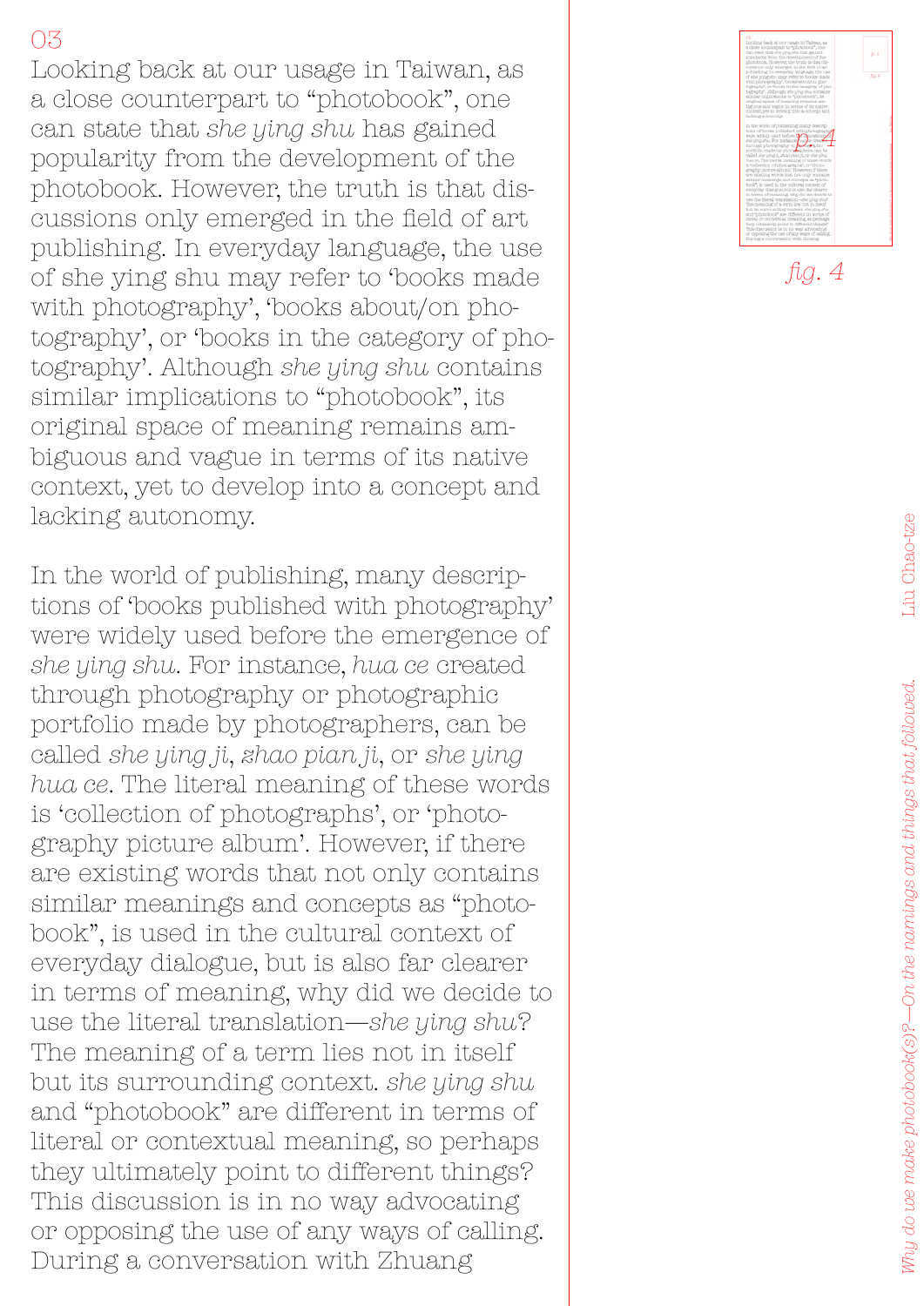03

Looking back at our usage in Taiwan, as a close counterpart to "photobook", one can state that *she ying shu* has gained popularity from the development of the photobook. However, the truth is that discussions only emerged in the field of art publishing. In everyday language, the use of she ying shu may refer to 'books made with photography', 'books about/on photography', or 'books in the category of photography'. Although *she ying shu* contains similar implications to "photobook", its original space of meaning remains ambiguous and vague in terms of its native context, yet to develop into a concept and lacking autonomy.

In the world of publishing, many descriptions of 'books published with photography' were widely used before the emergence of *she ying shu*. For instance, *hua ce* created through photography or photographic portfolio made by photographers, can be called *she ying ji*, *zhao pian ji*, or *she ying hua ce*. The literal meaning of these words is 'collection of photographs', or 'photography picture album'. However, if there are existing words that not only contains similar meanings and concepts as "photobook", is used in the cultural context of everyday dialogue, but is also far clearer in terms of meaning, why did we decide to use the literal translation—*she ying shu*? The meaning of a term lies not in itself but its surrounding context. *she ying shu* and "photobook" are different in terms of literal or contextual meaning, so perhaps they ultimately point to different things? This discussion is in no way advocating or opposing the use of any ways of calling. During a conversation with Zhuang

*fig. 4*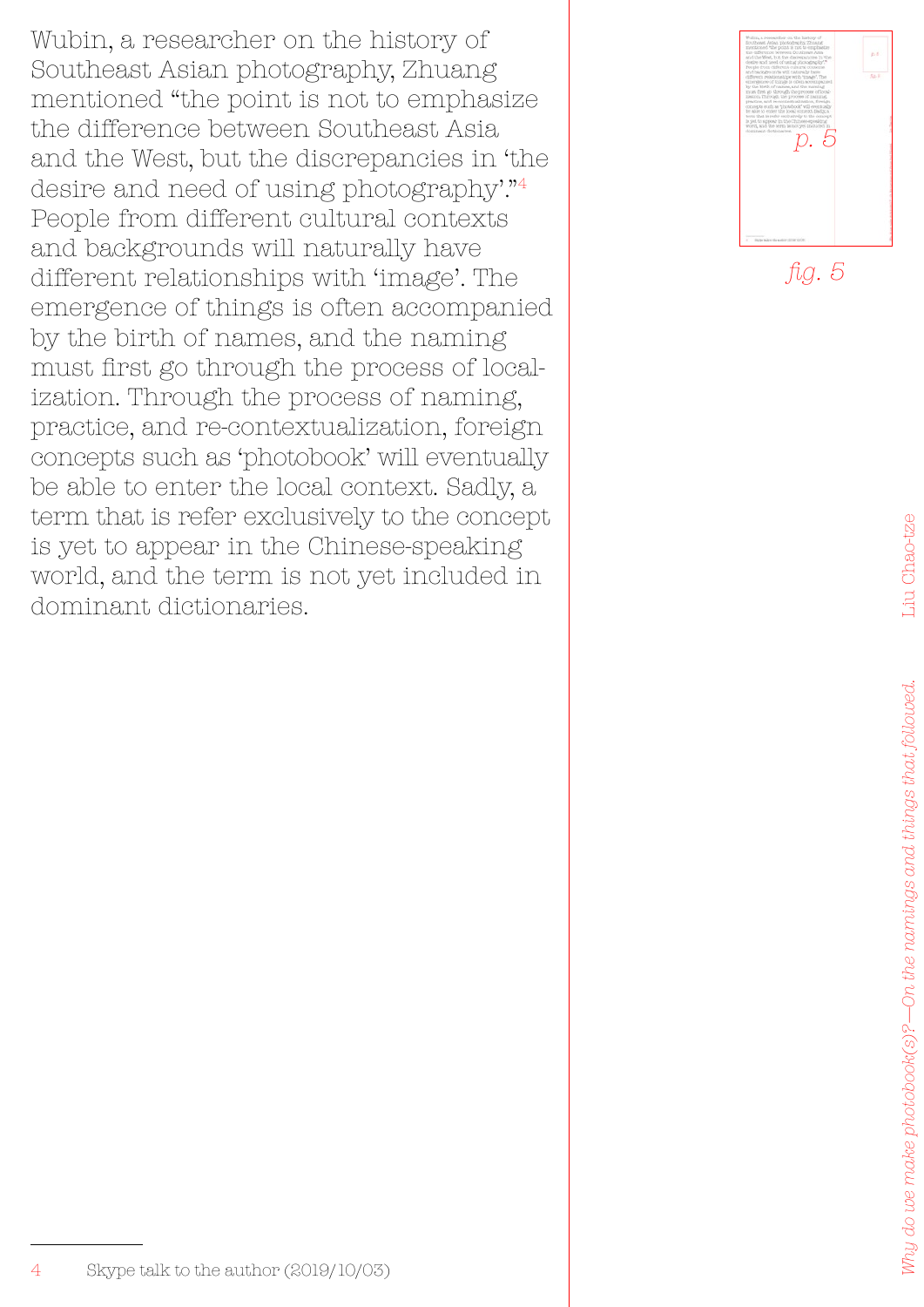Wubin, a researcher on the history of Southeast Asian photography, Zhuang mentioned "the point is not to emphasize the difference between Southeast Asia and the West, but the discrepancies in 'the desire and need of using photography'."[4] People from different cultural contexts and backgrounds will naturally have different relationships with 'image'. The emergence of things is often accompanied by the birth of names, and the naming must first go through the process of localization. Through the process of naming, practice, and re-contextualization, foreign concepts such as 'photobook' will eventually be able to enter the local context. Sadly, a term that is refer exclusively to the concept is yet to appear in the Chinese-speaking world, and the term is not yet included in dominant dictionaries.

*fig. 5*

---

4 Skype talk to the author (2019/10/03)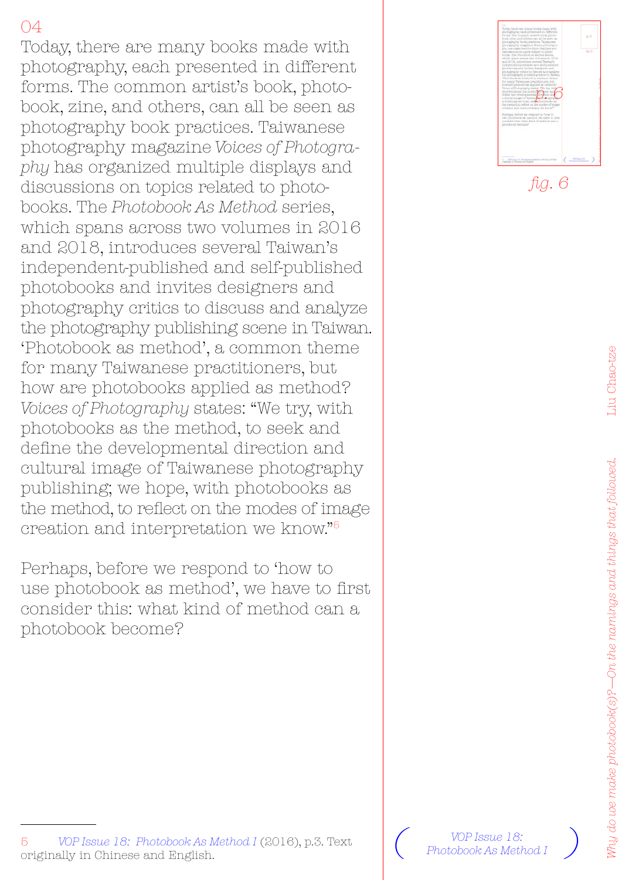04

Today, there are many books made with photography, each presented in different forms. The common artist's book, photobook, zine, and others, can all be seen as photography book practices. Taiwanese photography magazine *Voices of Photography* has organized multiple displays and discussions on topics related to photobooks. The *Photobook As Method* series, which spans across two volumes in 2016 and 2018, introduces several Taiwan's independent-published and self-published photobooks and invites designers and photography critics to discuss and analyze the photography publishing scene in Taiwan. 'Photobook as method', a common theme for many Taiwanese practitioners, but how are photobooks applied as method? *Voices of Photography* states: "We try, with photobooks as the method, to seek and define the developmental direction and cultural image of Taiwanese photography publishing; we hope, with photobooks as the method, to reflect on the modes of image creation and interpretation we know."[5]

Perhaps, before we respond to 'how to use photobook as method', we have to first consider this: what kind of method can a photobook become?

*fig. 6*

( *VOP Issue 18: Photobook As Method I* )

---

5 *VOP Issue 18: Photobook As Method I* (2016), p.3. Text originally in Chinese and English.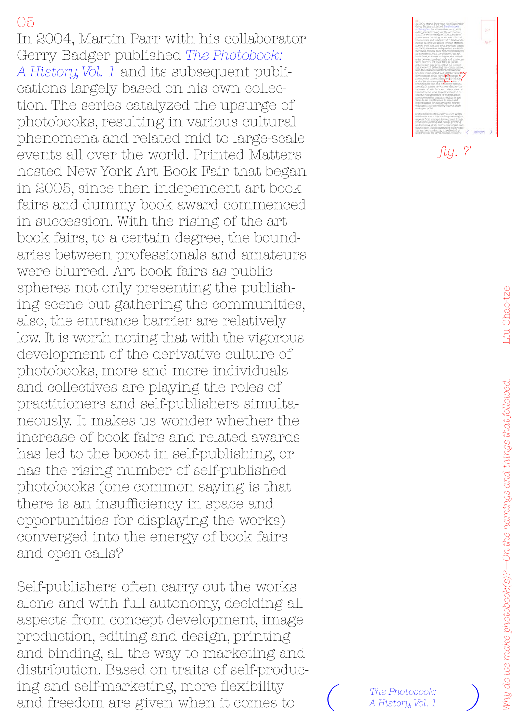05

In 2004, Martin Parr with his collaborator Gerry Badger published *The Photobook: A History, Vol. 1* and its subsequent publications largely based on his own collection. The series catalyzed the upsurge of photobooks, resulting in various cultural phenomena and related mid to large-scale events all over the world. Printed Matters hosted New York Art Book Fair that began in 2005, since then independent art book fairs and dummy book award commenced in succession. With the rising of the art book fairs, to a certain degree, the boundaries between professionals and amateurs were blurred. Art book fairs as public spheres not only presenting the publishing scene but gathering the communities, also, the entrance barrier are relatively low. It is worth noting that with the vigorous development of the derivative culture of photobooks, more and more individuals and collectives are playing the roles of practitioners and self-publishers simultaneously. It makes us wonder whether the increase of book fairs and related awards has led to the boost in self-publishing, or has the rising number of self-published photobooks (one common saying is that there is an insufficiency in space and opportunities for displaying the works) converged into the energy of book fairs and open calls?

Self-publishers often carry out the works alone and with full autonomy, deciding all aspects from concept development, image production, editing and design, printing and binding, all the way to marketing and distribution. Based on traits of self-producing and self-marketing, more flexibility and freedom are given when it comes to

*fig. 7*

( *The Photobook: A History, Vol. 1* )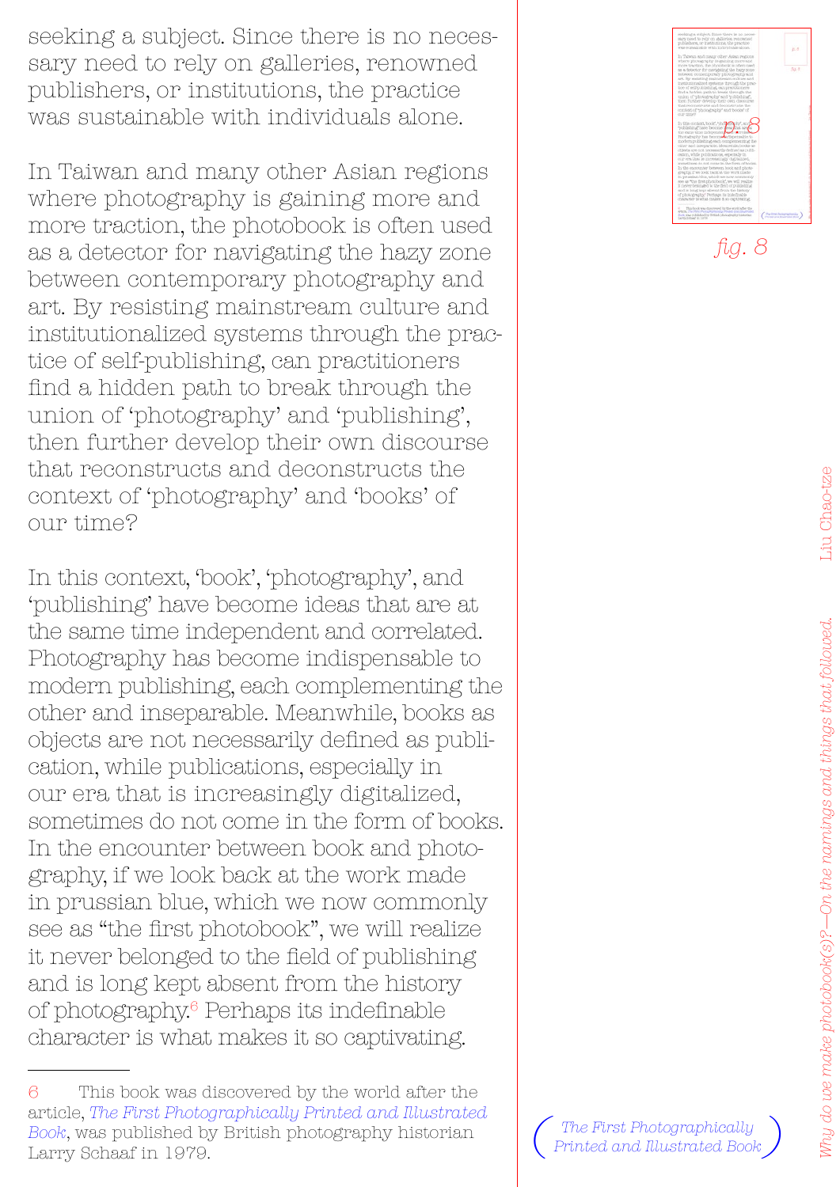seeking a subject. Since there is no necessary need to rely on galleries, renowned publishers, or institutions, the practice was sustainable with individuals alone.

In Taiwan and many other Asian regions where photography is gaining more and more traction, the photobook is often used as a detector for navigating the hazy zone between contemporary photography and art. By resisting mainstream culture and institutionalized systems through the practice of self-publishing, can practitioners find a hidden path to break through the union of 'photography' and 'publishing', then further develop their own discourse that reconstructs and deconstructs the context of 'photography' and 'books' of our time?

In this context, 'book', 'photography', and 'publishing' have become ideas that are at the same time independent and correlated. Photography has become indispensable to modern publishing, each complementing the other and inseparable. Meanwhile, books as objects are not necessarily defined as publication, while publications, especially in our era that is increasingly digitalized, sometimes do not come in the form of books. In the encounter between book and photography, if we look back at the work made in prussian blue, which we now commonly see as "the first photobook", we will realize it never belonged to the field of publishing and is long kept absent from the history of photography.[6] Perhaps its indefinable character is what makes it so captivating.

fig. 8

( *The First Photographically Printed and Illustrated Book* )

---

[6] This book was discovered by the world after the article, *The First Photographically Printed and Illustrated Book*, was published by British photography historian Larry Schaaf in 1979.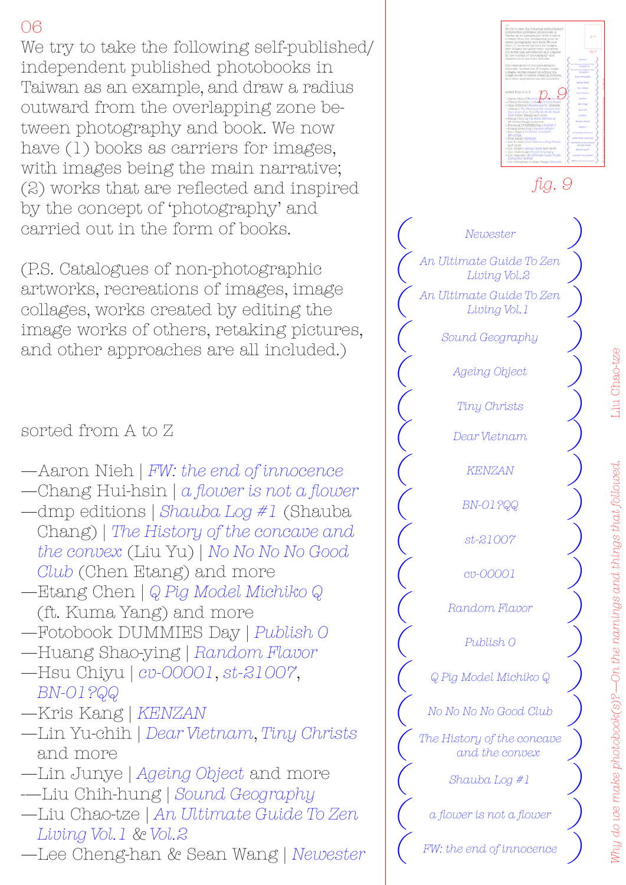06

We try to take the following self-published/independent published photobooks in Taiwan as an example, and draw a radius outward from the overlapping zone between photography and book. We now have (1) books as carriers for images, with images being the main narrative; (2) works that are reflected and inspired by the concept of 'photography' and carried out in the form of books.

(P.S. Catalogues of non-photographic artworks, recreations of images, image collages, works created by editing the image works of others, retaking pictures, and other approaches are all included.)

sorted from A to Z

—Aaron Nieh | *FW: the end of innocence*
—Chang Hui-hsin | *a flower is not a flower*
—dmp editions | *Shauba Log #1* (Shauba Chang) | *The History of the concave and the convex* (Liu Yu) | *No No No No Good Club* (Chen Etang) and more
—Etang Chen | *Q Pig Model Michiko Q* (ft. Kuma Yang) and more
—Fotobook DUMMIES Day | *Publish 0*
—Huang Shao-ying | *Random Flavor*
—Hsu Chiyu | *cv-00001*, *st-21007*, *BN-01?QQ*
—Kris Kang | *KENZAN*
—Lin Yu-chih | *Dear Vietnam*, *Tiny Christs* and more
—Lin Junye | *Ageing Object* and more
—Liu Chih-hung | *Sound Geography*
—Liu Chao-tze | *An Ultimate Guide To Zen Living Vol.1* & *Vol.2*
—Lee Cheng-han & Sean Wang | *Newester*

fig. 9

*Newester*

*An Ultimate Guide To Zen Living Vol.2*

*An Ultimate Guide To Zen Living Vol.1*

*Sound Geography*

*Ageing Object*

*Tiny Christs*

*Dear Vietnam*

*KENZAN*

*BN-01?QQ*

*st-21007*

*cv-00001*

*Random Flavor*

*Publish 0*

*Q Pig Model Michiko Q*

*No No No No Good Club*

*The History of the concave and the convex*

*Shauba Log #1*

*a flower is not a flower*

*FW: the end of innocence*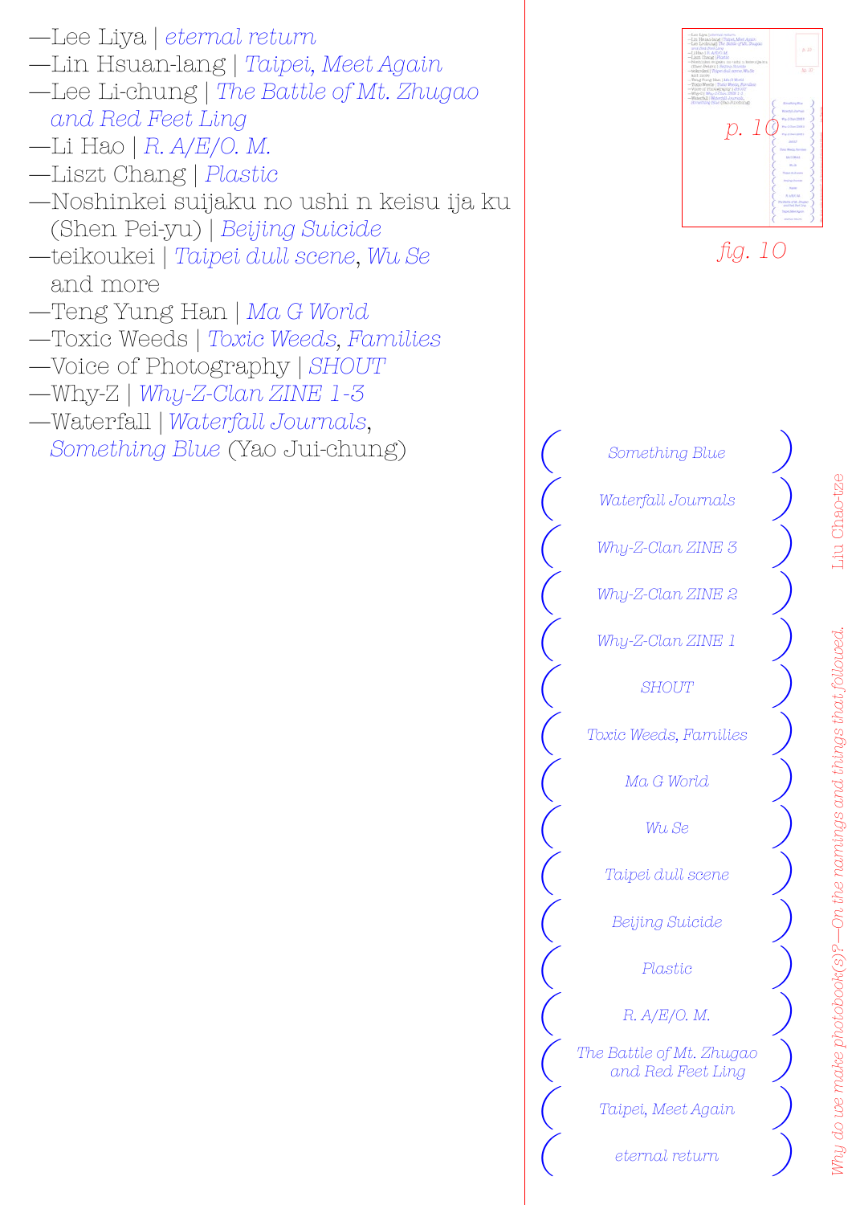—Lee Liya | *eternal return*
—Lin Hsuan-lang | *Taipei, Meet Again*
—Lee Li-chung | *The Battle of Mt. Zhugao and Red Feet Ling*
—Li Hao | *R. A/E/O. M.*
—Liszt Chang | *Plastic*
—Noshinkei suijaku no ushi n keisu ija ku (Shen Pei-yu) | *Beijing Suicide*
—teikoukei | *Taipei dull scene*, *Wu Se* and more
—Teng Yung Han | *Ma G World*
—Toxic Weeds | *Toxic Weeds*, *Families*
—Voice of Photography | *SHOUT*
—Why-Z | *Why-Z-Clan ZINE 1-3*
—Waterfall | *Waterfall Journals*, *Something Blue* (Yao Jui-chung)

*p. 10*

*fig. 10*

( *Something Blue* )
( *Waterfall Journals* )
( *Why-Z-Clan ZINE 3* )
( *Why-Z-Clan ZINE 2* )
( *Why-Z-Clan ZINE 1* )
( *SHOUT* )
( *Toxic Weeds, Families* )
( *Ma G World* )
( *Wu Se* )
( *Taipei dull scene* )
( *Beijing Suicide* )
( *Plastic* )
( *R. A/E/O. M.* )
( *The Battle of Mt. Zhugao and Red Feet Ling* )
( *Taipei, Meet Again* )
( *eternal return* )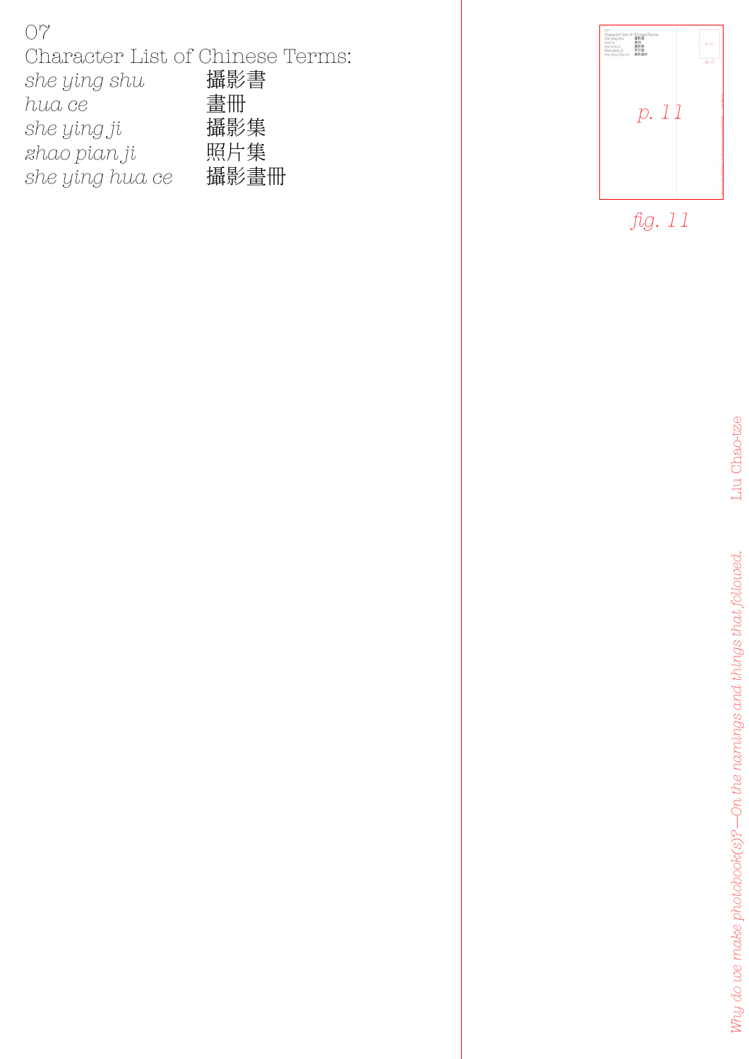07

Character List of Chinese Terms:

| | |
|---|---|
| *she ying shu* | 攝影書 |
| *hua ce* | 畫冊 |
| *she ying ji* | 攝影集 |
| *zhao pian ji* | 照片集 |
| *she ying hua ce* | 攝影畫冊 |

*fig. 11*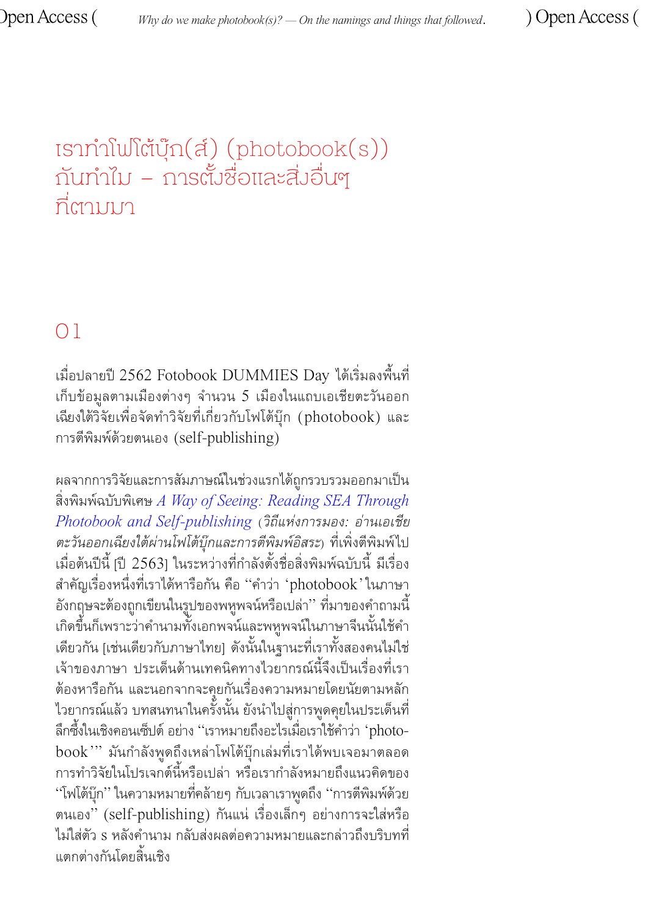# เราทำโฟโต้บุ๊ก(ส์) (photobook(s)) กันทำไม – การตั้งชื่อและสิ่งอื่นๆ ที่ตามมา

## 01

เมื่อปลายปี 2562 Fotobook DUMMIES Day ได้เริ่มลงพื้นที่เก็บข้อมูลตามเมืองต่างๆ จำนวน 5 เมืองในแถบเอเชียตะวันออกเฉียงใต้วิจัยเพื่อจัดทำวิจัยที่เกี่ยวกับโฟโต้บุ๊ก (photobook) และการตีพิมพ์ด้วยตนเอง (self-publishing)

ผลจากการวิจัยและการสัมภาษณ์ในช่วงแรกได้ถูกรวบรวมออกมาเป็นสิ่งพิมพ์ฉบับพิเศษ *A Way of Seeing: Reading SEA Through Photobook and Self-publishing* (*วิถีแห่งการมอง: อ่านเอเชียตะวันออกเฉียงใต้ผ่านโฟโต้บุ๊กและการตีพิมพ์อิสระ*) ที่เพิ่งตีพิมพ์ไปเมื่อต้นปีนี้ [ปี 2563] ในระหว่างที่กำลังตั้งชื่อสิ่งพิมพ์ฉบับนี้ มีเรื่องสำคัญเรื่องหนึ่งที่เราได้หารือกัน คือ "คำว่า 'photobook' ในภาษาอังกฤษจะต้องถูกเขียนในรูปของพหูพจน์หรือเปล่า" ที่มาของคำถามนี้เกิดขึ้นก็เพราะว่าคำนามทั้งเอกพจน์และพหูพจน์ในภาษาจีนนั้นใช้คำเดียวกัน [เช่นเดียวกับภาษาไทย] ดังนั้นในฐานะที่เราทั้งสองคนไม่ใช่เจ้าของภาษา ประเด็นด้านเทคนิคทางไวยากรณ์นี้จึงเป็นเรื่องที่เราต้องหารือกัน และนอกจากจะคุยกันเรื่องความหมายโดยนัยตามหลักไวยากรณ์แล้ว บทสนทนาในครั้งนั้น ยังนำไปสู่การพูดคุยในประเด็นที่ลึกซึ้งในเชิงคอนเซ็ปต์ อย่าง "เราหมายถึงอะไรเมื่อเราใช้คำว่า 'photobook'" มันกำลังพูดถึงเหล่าโฟโต้บุ๊กเล่มที่เราได้พบเจอมาตลอดการทำวิจัยในโปรเจกต์นี้หรือเปล่า หรือเรากำลังหมายถึงแนวคิดของ "โฟโต้บุ๊ก" ในความหมายที่คล้ายๆ กับเวลาเราพูดถึง "การตีพิมพ์ด้วยตนเอง" (self-publishing) กันแน่ เรื่องเล็กๆ อย่างการจะใส่หรือไม่ใส่ตัว s หลังคำนาม กลับส่งผลต่อความหมายและกล่าวถึงบริบทที่แตกต่างกันโดยสิ้นเชิง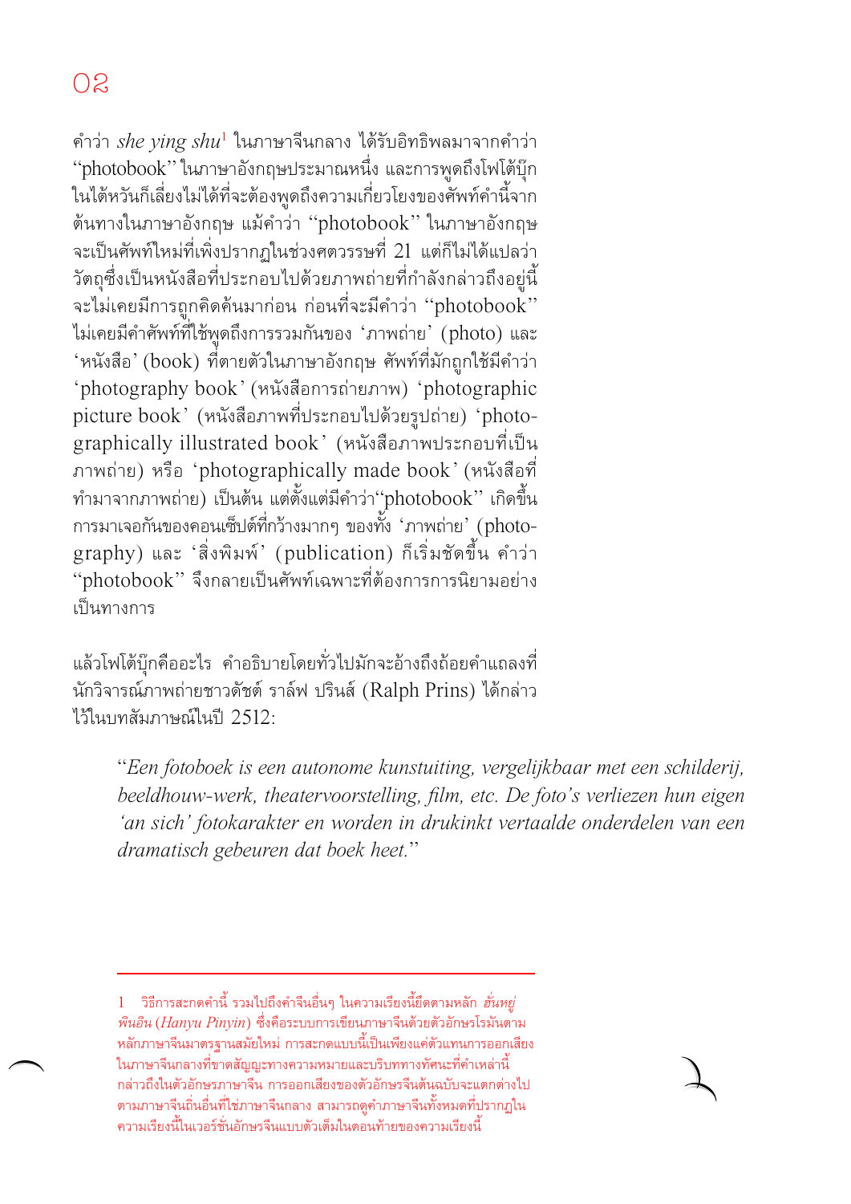# 02

คำว่า *she ying shu*[1] ในภาษาจีนกลาง ได้รับอิทธิพลมาจากคำว่า "photobook" ในภาษาอังกฤษประมาณหนึ่ง และการพูดถึงโฟโต้บุ๊กในไต้หวันก็เลี่ยงไม่ได้ที่จะต้องพูดถึงความเกี่ยวโยงของศัพท์คำนี้จากต้นทางในภาษาอังกฤษ แม้คำว่า "photobook" ในภาษาอังกฤษจะเป็นศัพท์ใหม่ที่เพิ่งปรากฏในช่วงศตวรรษที่ 21 แต่ก็ไม่ได้แปลว่าวัตถุซึ่งเป็นหนังสือที่ประกอบไปด้วยภาพถ่ายที่กำลังกล่าวถึงอยู่นี้จะไม่เคยมีการถูกคิดค้นมาก่อน ก่อนที่จะมีคำว่า "photobook" ไม่เคยมีคำศัพท์ที่ใช้พูดถึงการรวมกันของ 'ภาพถ่าย' (photo) และ 'หนังสือ' (book) ที่ตายตัวในภาษาอังกฤษ ศัพท์ที่มักถูกใช้มีคำว่า 'photography book' (หนังสือการถ่ายภาพ) 'photographic picture book' (หนังสือภาพที่ประกอบไปด้วยรูปถ่าย) 'photographically illustrated book' (หนังสือภาพประกอบที่เป็นภาพถ่าย) หรือ 'photographically made book' (หนังสือที่ทำมาจากภาพถ่าย) เป็นต้น แต่ตั้งแต่มีคำว่า"photobook" เกิดขึ้น การมาเจอกันของคอนเซ็ปต์ที่กว้างมากๆ ของทั้ง 'ภาพถ่าย' (photography) และ 'สิ่งพิมพ์' (publication) ก็เริ่มชัดขึ้น คำว่า "photobook" จึงกลายเป็นศัพท์เฉพาะที่ต้องการการนิยามอย่างเป็นทางการ

แล้วโฟโต้บุ๊กคืออะไร คำอธิบายโดยทั่วไปมักจะอ้างถึงถ้อยคำแถลงที่นักวิจารณ์ภาพถ่ายชาวดัชต์ ราล์ฟ ปรินส์ (Ralph Prins) ได้กล่าวไว้ในบทสัมภาษณ์ในปี 2512:

> "*Een fotoboek is een autonome kunstuiting, vergelijkbaar met een schilderij, beeldhouw-werk, theatervoorstelling, film, etc. De foto's verliezen hun eigen 'an sich' fotokarakter en worden in drukinkt vertaalde onderdelen van een dramatisch gebeuren dat boek heet.*"

---

1 วิธีการสะกดคำนี้ รวมไปถึงคำจีนอื่นๆ ในความเรียงนี้ยึดตามหลัก *ฮั่นหยู่พินอิน* (*Hanyu Pinyin*) ซึ่งคือระบบการเขียนภาษาจีนด้วยตัวอักษรโรมันตามหลักภาษาจีนมาตรฐานสมัยใหม่ การสะกดแบบนี้เป็นเพียงแค่ตัวแทนการออกเสียงในภาษาจีนกลางที่ขาดสัญญะทางความหมายและบริบททางทัศนะที่คำเหล่านี้กล่าวถึงในตัวอักษรภาษาจีน การออกเสียงของตัวอักษรจีนต้นฉบับจะแตกต่างไปตามภาษาจีนถิ่นอื่นที่ไม่ใช่ภาษาจีนกลาง สามารถดูคำภาษาจีนทั้งหมดที่ปรากฏในความเรียงนี้ในเวอร์ชั่นอักษรจีนแบบตัวเต็มในตอนท้ายของความเรียงนี้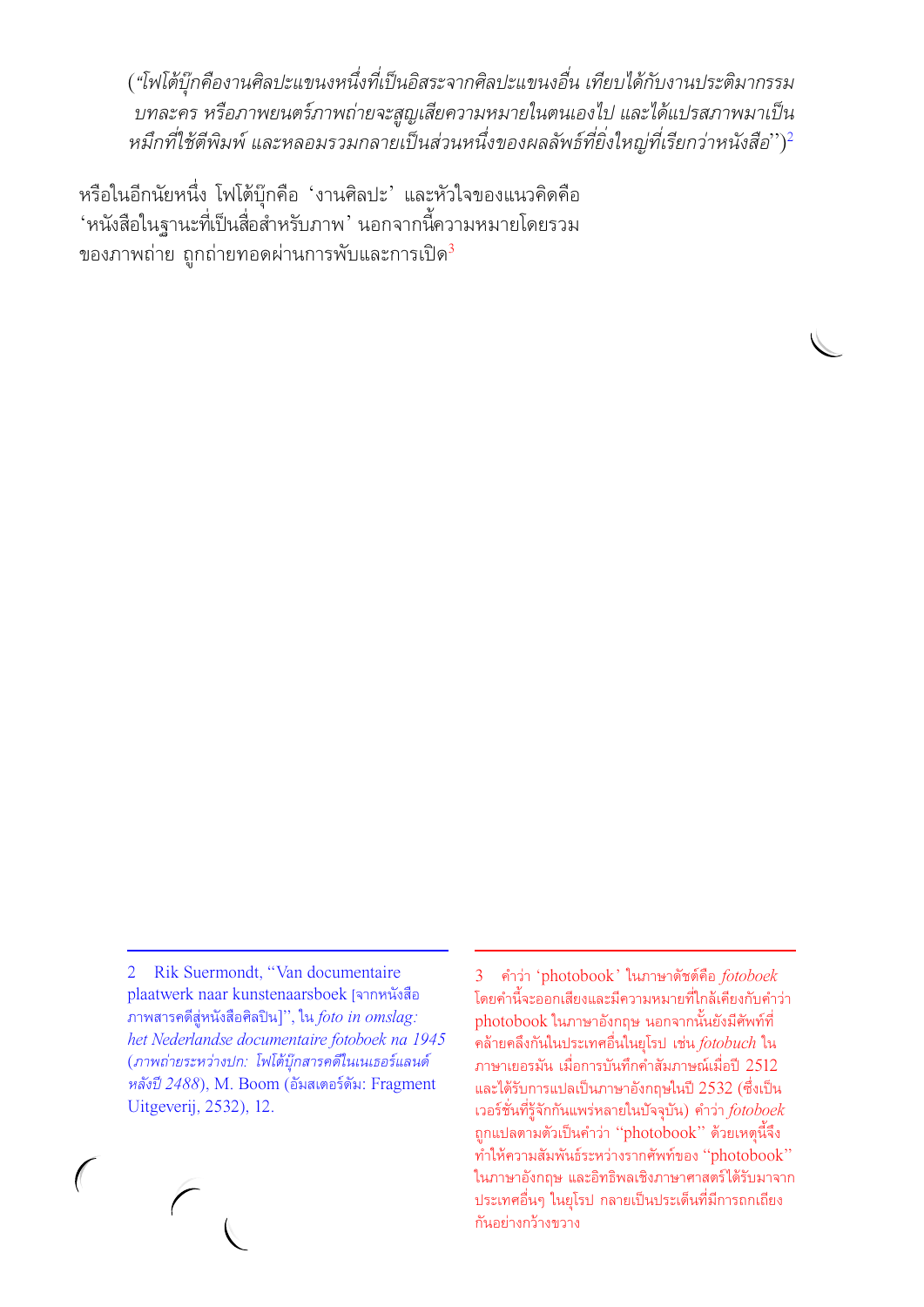*("โฟโต้บุ๊กคืองานศิลปะแขนงหนึ่งที่เป็นอิสระจากศิลปะแขนงอื่น เทียบได้กับงานประติมากรรม บทละคร หรือภาพยนตร์ภาพถ่ายจะสูญเสียความหมายในตนเองไป และได้แปรสภาพมาเป็นหมึกที่ใช้ตีพิมพ์ และหลอมรวมกลายเป็นส่วนหนึ่งของผลลัพธ์ที่ยิ่งใหญ่ที่เรียกว่าหนังสือ")*[2]

หรือในอีกนัยหนึ่ง โฟโต้บุ๊กคือ 'งานศิลปะ' และหัวใจของแนวคิดคือ 'หนังสือในฐานะที่เป็นสื่อสำหรับภาพ' นอกจากนี้ความหมายโดยรวมของภาพถ่าย ถูกถ่ายทอดผ่านการพับและการเปิด[3]

---

2 Rik Suermondt, "Van documentaire plaatwerk naar kunstenaarsboek [จากหนังสือภาพสารคดีสู่หนังสือศิลปิน]", ใน *foto in omslag: het Nederlandse documentaire fotoboek na 1945* (*ภาพถ่ายระหว่างปก: โฟโต้บุ๊กสารคดีในเนเธอร์แลนด์หลังปี 2488*), M. Boom (อัมสเตอร์ดัม: Fragment Uitgeverij, 2532), 12.

3 คำว่า 'photobook' ในภาษาดัตช์คือ *fotoboek* โดยคำนี้จะออกเสียงและมีความหมายที่ใกล้เคียงกับคำว่า photobook ในภาษาอังกฤษ นอกจากนั้นยังมีศัพท์ที่คล้ายคลึงกันในประเทศอื่นในยุโรป เช่น *fotobuch* ในภาษาเยอรมัน เมื่อการบันทึกคำสัมภาษณ์เมื่อปี 2512 และได้รับการแปลเป็นภาษาอังกฤษในปี 2532 (ซึ่งเป็นเวอร์ชั่นที่รู้จักกันแพร่หลายในปัจจุบัน) คำว่า *fotoboek* ถูกแปลตามตัวเป็นคำว่า "photobook" ด้วยเหตุนี้จึงทำให้ความสัมพันธ์ระหว่างรากศัพท์ของ "photobook" ในภาษาอังกฤษ และอิทธิพลเชิงภาษาศาสตร์ได้รับมาจากประเทศอื่นๆ ในยุโรป กลายเป็นประเด็นที่มีการถกเถียงกันอย่างกว้างขวาง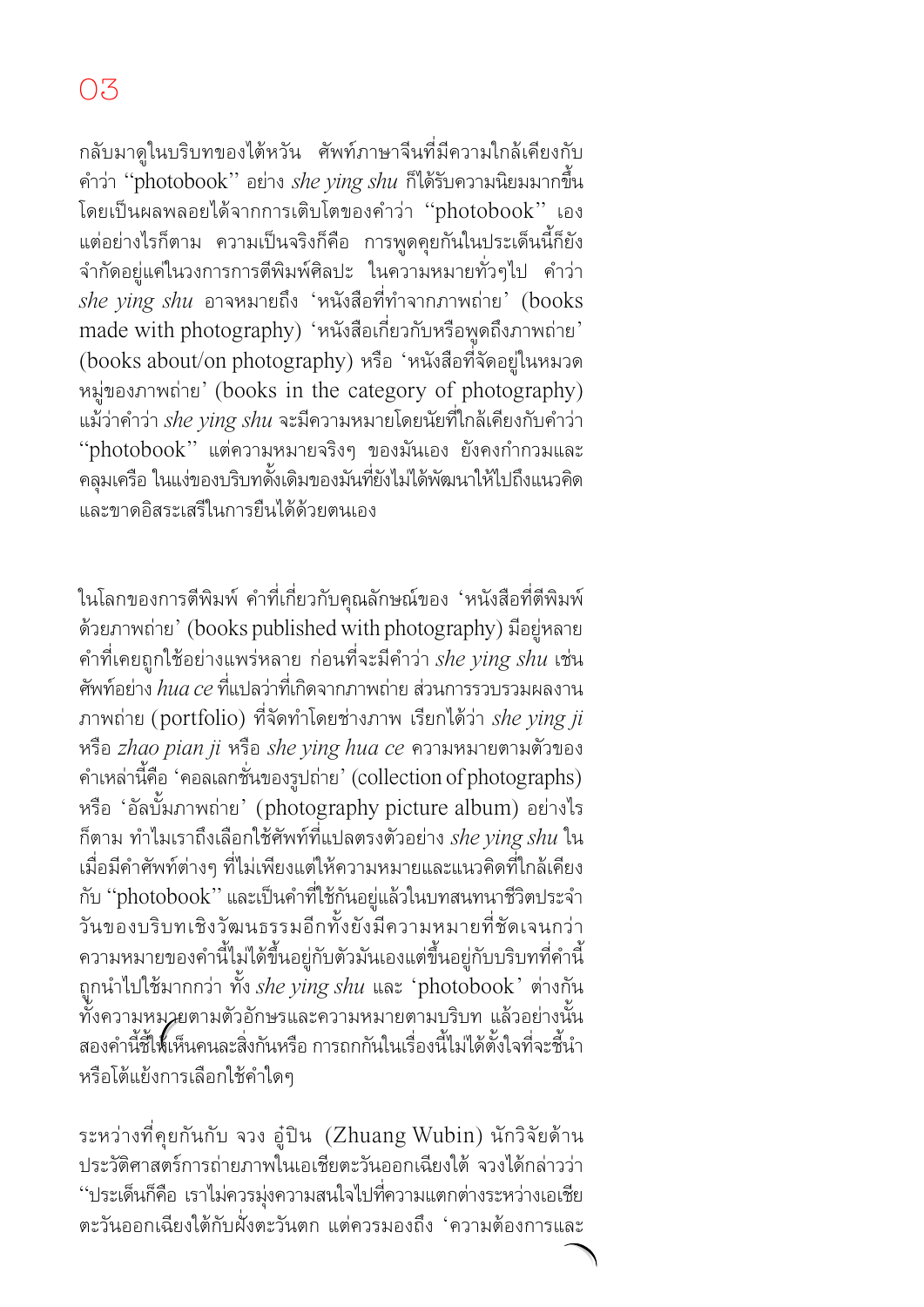03

กลับมาดูในบริบทของไต้หวัน ศัพท์ภาษาจีนที่มีความใกล้เคียงกับคำว่า "photobook" อย่าง *she ying shu* ก็ได้รับความนิยมมากขึ้น โดยเป็นผลพลอยได้จากการเติบโตของคำว่า "photobook" เอง แต่อย่างไรก็ตาม ความเป็นจริงก็คือ การพูดคุยกันในประเด็นนี้ก็ยังจำกัดอยู่แค่ในวงการการตีพิมพ์ศิลปะ ในความหมายทั่วๆไป คำว่า *she ying shu* อาจหมายถึง 'หนังสือที่ทำจากภาพถ่าย' (books made with photography) 'หนังสือเกี่ยวกับหรือพูดถึงภาพถ่าย' (books about/on photography) หรือ 'หนังสือที่จัดอยู่ในหมวดหมู่ของภาพถ่าย' (books in the category of photography) แม้ว่าคำว่า *she ying shu* จะมีความหมายโดยนัยที่ใกล้เคียงกับคำว่า "photobook" แต่ความหมายจริงๆ ของมันเอง ยังคงกำกวมและคลุมเครือ ในแง่ของบริบทดั้งเดิมของมันที่ยังไม่ได้พัฒนาให้ไปถึงแนวคิดและขาดอิสระเสรีในการยืนได้ด้วยตนเอง

ในโลกของการตีพิมพ์ คำที่เกี่ยวกับคุณลักษณ์ของ 'หนังสือที่ตีพิมพ์ด้วยภาพถ่าย' (books published with photography) มีอยู่หลายคำที่เคยถูกใช้อย่างแพร่หลาย ก่อนที่จะมีคำว่า *she ying shu* เช่น ศัพท์อย่าง *hua ce* ที่แปลว่าที่เกิดจากภาพถ่าย ส่วนการรวบรวมผลงานภาพถ่าย (portfolio) ที่จัดทำโดยช่างภาพ เรียกได้ว่า *she ying ji* หรือ *zhao pian ji* หรือ *she ying hua ce* ความหมายตามตัวของคำเหล่านี้คือ 'คอลเลกชั่นของรูปถ่าย' (collection of photographs) หรือ 'อัลบั้มภาพถ่าย' (photography picture album) อย่างไรก็ตาม ทำไมเราถึงเลือกใช้ศัพท์ที่แปลตรงตัวอย่าง *she ying shu* ในเมื่อมีคำศัพท์ต่างๆ ที่ไม่เพียงแต่ให้ความหมายและแนวคิดที่ใกล้เคียงกับ "photobook" และเป็นคำที่ใช้กันอยู่แล้วในบทสนทนาชีวิตประจำวันของบริบทเชิงวัฒนธรรมอีกทั้งยังมีความหมายที่ชัดเจนกว่า ความหมายของคำนี้ไม่ได้ขึ้นอยู่กับตัวมันเองแต่ขึ้นอยู่กับบริบทที่คำนี้ถูกนำไปใช้มากกว่า ทั้ง *she ying shu* และ 'photobook' ต่างกันทั้งความหมายตามตัวอักษรและความหมายตามบริบท แล้วอย่างนั้นสองคำนี้ชี้ให้เห็นคนละสิ่งกันหรือ การถกกันในเรื่องนี้ไม่ได้ตั้งใจที่จะชี้นำหรือโต้แย้งการเลือกใช้คำใดๆ

ระหว่างที่คุยกันกับ จวง อู่ปิน (Zhuang Wubin) นักวิจัยด้านประวัติศาสตร์การถ่ายภาพในเอเชียตะวันออกเฉียงใต้ จวงได้กล่าวว่า "ประเด็นก็คือ เราไม่ควรมุ่งความสนใจไปที่ความแตกต่างระหว่างเอเชียตะวันออกเฉียงใต้กับฝั่งตะวันตก แต่ควรมองถึง 'ความต้องการและ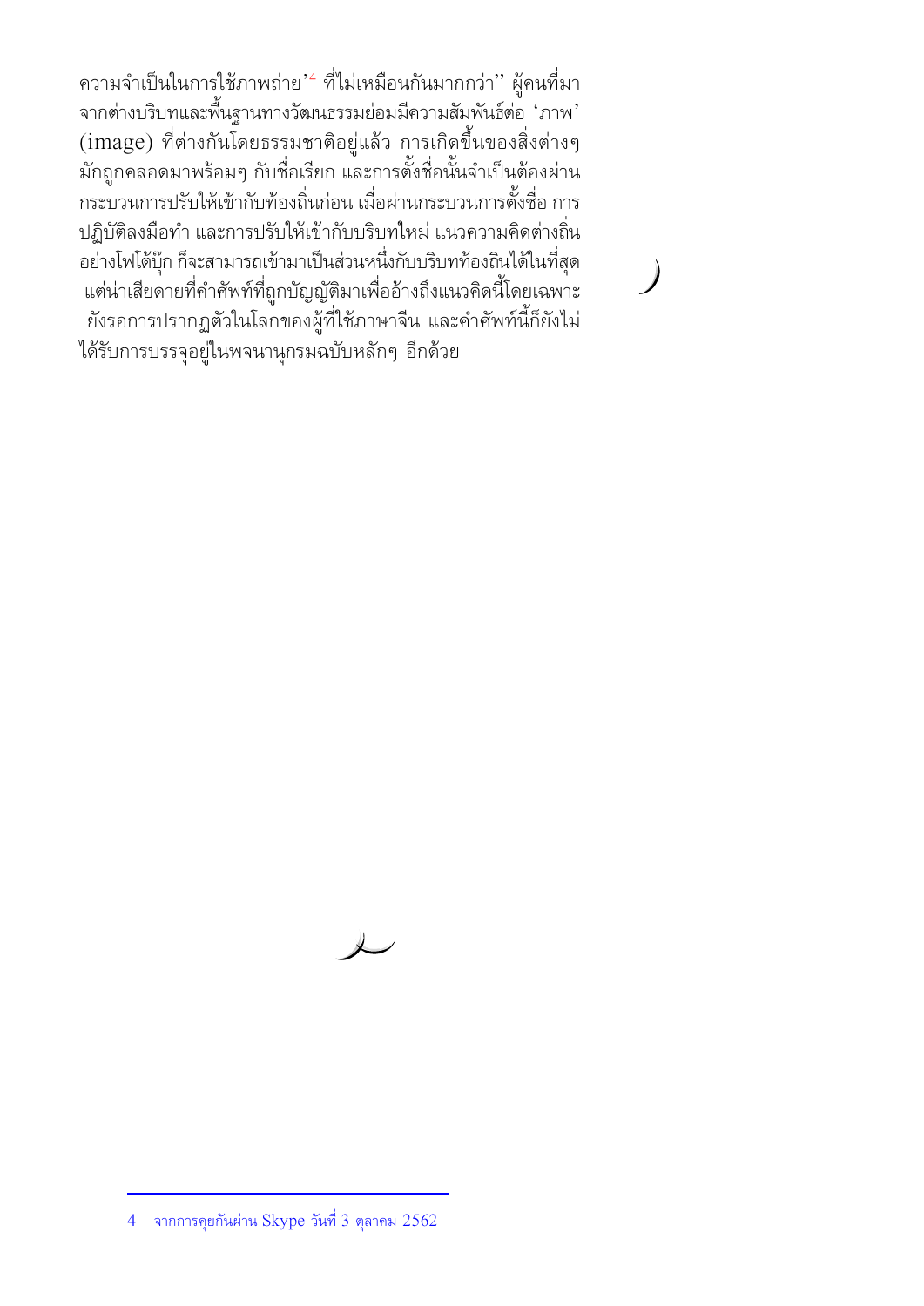ความจำเป็นในการใช้ภาพถ่าย'[4] ที่ไม่เหมือนกันมากกว่า'' ผู้คนที่มาจากต่างบริบทและพื้นฐานทางวัฒนธรรมย่อมมีความสัมพันธ์ต่อ 'ภาพ' (image) ที่ต่างกันโดยธรรมชาติอยู่แล้ว การเกิดขึ้นของสิ่งต่างๆ มักถูกคลอดมาพร้อมๆ กับชื่อเรียก และการตั้งชื่อนั้นจำเป็นต้องผ่านกระบวนการปรับให้เข้ากับท้องถิ่นก่อน เมื่อผ่านกระบวนการตั้งชื่อ การปฏิบัติลงมือทำ และการปรับให้เข้ากับบริบทใหม่ แนวความคิดต่างถิ่นอย่างโฟโต้บุ๊ก ก็จะสามารถเข้ามาเป็นส่วนหนึ่งกับบริบทท้องถิ่นได้ในที่สุด แต่น่าเสียดายที่คำศัพท์ที่ถูกบัญญัติมาเพื่ออ้างถึงแนวคิดนี้โดยเฉพาะยังรอการปรากฏตัวในโลกของผู้ที่ใช้ภาษาจีน และคำศัพท์นี้ก็ยังไม่ได้รับการบรรจุอยู่ในพจนานุกรมฉบับหลักๆ อีกด้วย

---

4 จากการคุยกันผ่าน Skype วันที่ 3 ตุลาคม 2562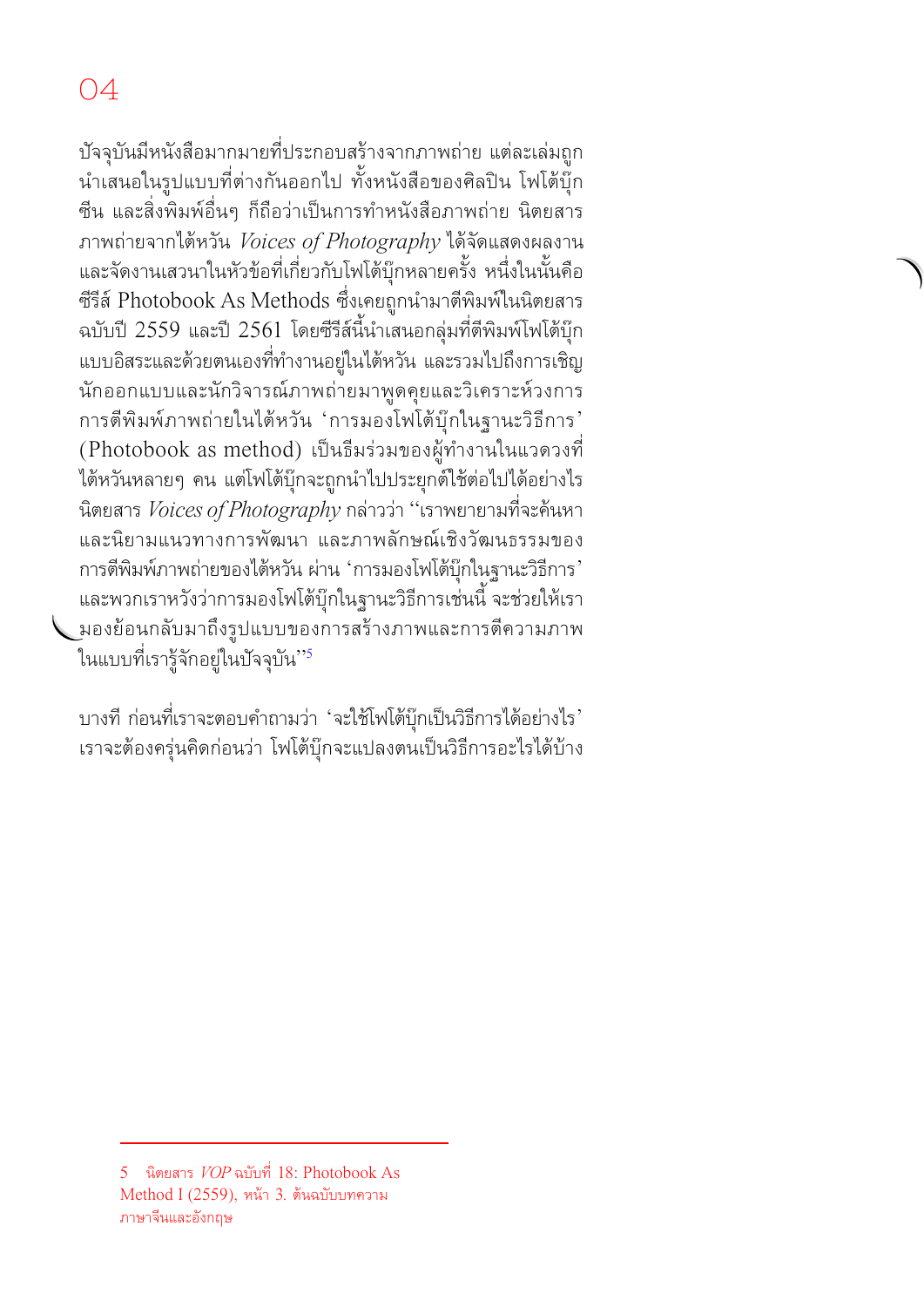# 04

ปัจจุบันมีหนังสือมากมายที่ประกอบสร้างจากภาพถ่าย แต่ละเล่มถูกนำเสนอในรูปแบบที่ต่างกันออกไป ทั้งหนังสือของศิลปิน โฟโต้บุ๊ก ซีน และสิ่งพิมพ์อื่นๆ ก็ถือว่าเป็นการทำหนังสือภาพถ่าย นิตยสารภาพถ่ายจากไต้หวัน *Voices of Photography* ได้จัดแสดงผลงานและจัดงานเสวนาในหัวข้อที่เกี่ยวกับโฟโต้บุ๊กหลายครั้ง หนึ่งในนั้นคือซีรีส์ Photobook As Methods ซึ่งเคยถูกนำมาตีพิมพ์ในนิตยสารฉบับปี 2559 และปี 2561 โดยซีรีส์นี้นำเสนอกลุ่มที่ตีพิมพ์โฟโต้บุ๊กแบบอิสระและด้วยตนเองที่ทำงานอยู่ในไต้หวัน และรวมไปถึงการเชิญนักออกแบบและนักวิจารณ์ภาพถ่ายมาพูดคุยและวิเคราะห์วงการการตีพิมพ์ภาพถ่ายในไต้หวัน 'การมองโฟโต้บุ๊กในฐานะวิธีการ' (Photobook as method) เป็นธีมร่วมของผู้ทำงานในแวดวงที่ไต้หวันหลายๆ คน แต่โฟโต้บุ๊กจะถูกนำไปประยุกต์ใช้ต่อไปได้อย่างไร นิตยสาร *Voices of Photography* กล่าวว่า "เราพยายามที่จะค้นหาและนิยามแนวทางการพัฒนา และภาพลักษณ์เชิงวัฒนธรรมของการตีพิมพ์ภาพถ่ายของไต้หวัน ผ่าน 'การมองโฟโต้บุ๊กในฐานะวิธีการ' และพวกเราหวังว่าการมองโฟโต้บุ๊กในฐานะวิธีการเช่นนี้ จะช่วยให้เรามองย้อนกลับมาถึงรูปแบบของการสร้างภาพและการตีความภาพในแบบที่เรารู้จักอยู่ในปัจจุบัน"[5]

บางที ก่อนที่เราจะตอบคำถามว่า 'จะใช้โฟโต้บุ๊กเป็นวิธีการได้อย่างไร' เราจะต้องครุ่นคิดก่อนว่า โฟโต้บุ๊กจะแปลงตนเป็นวิธีการอะไรได้บ้าง

---

5 นิตยสาร *VOP* ฉบับที่ 18: Photobook As Method I (2559), หน้า 3. ต้นฉบับบทความภาษาจีนและอังกฤษ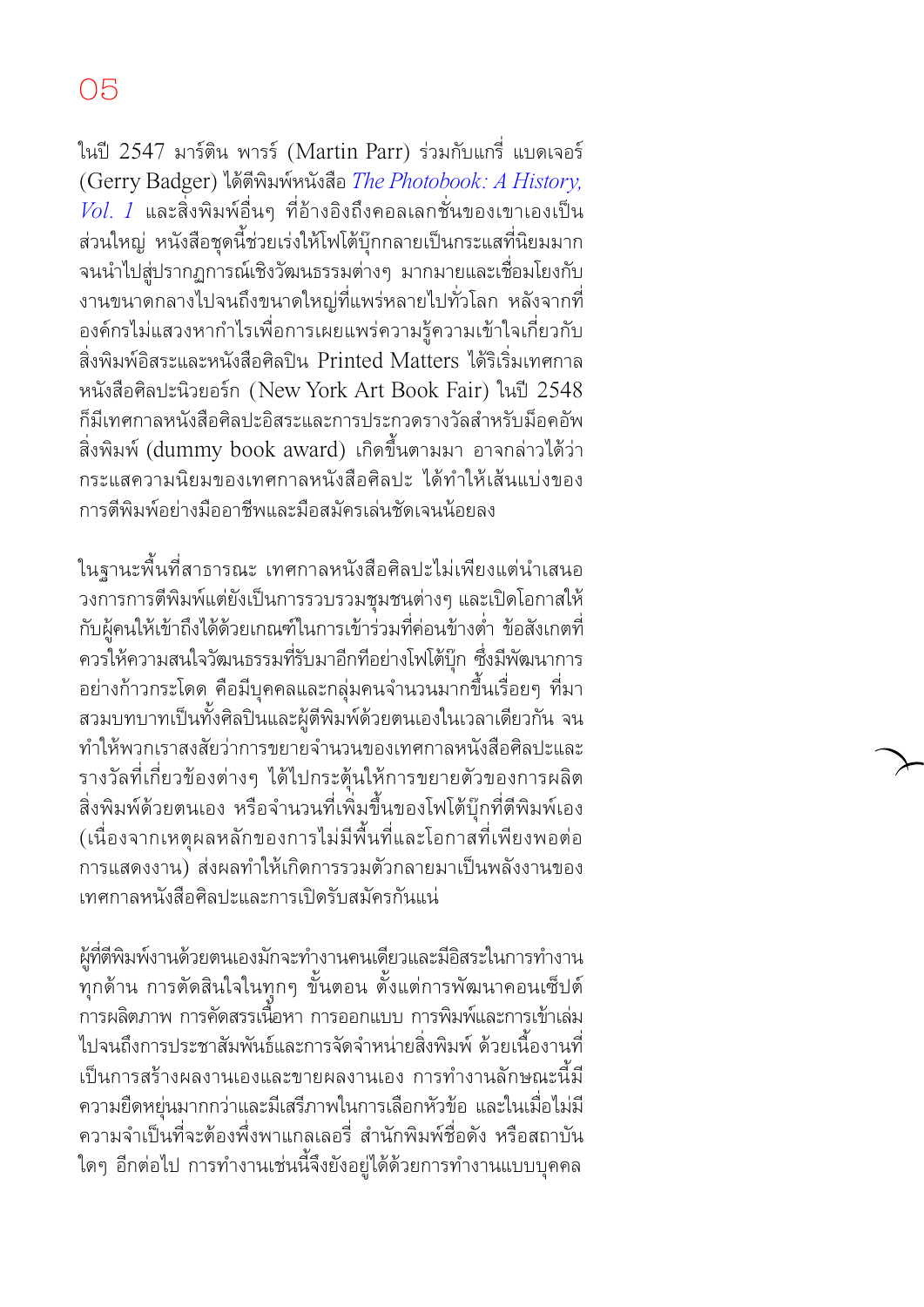# 05

ในปี 2547 มาร์ติน พารร์ (Martin Parr) ร่วมกับแกรี่ แบดเจอร์ (Gerry Badger) ได้ตีพิมพ์หนังสือ *The Photobook: A History, Vol. 1* และสิ่งพิมพ์อื่นๆ ที่อ้างอิงถึงคอลเลกชั่นของเขาเองเป็นส่วนใหญ่ หนังสือชุดนี้ช่วยเร่งให้โฟโต้บุ๊กกลายเป็นกระแสที่นิยมมากจนนำไปสู่ปรากฏการณ์เชิงวัฒนธรรมต่างๆ มากมายและเชื่อมโยงกับงานขนาดกลางไปจนถึงขนาดใหญ่ที่แพร่หลายไปทั่วโลก หลังจากที่องค์กรไม่แสวงหากำไรเพื่อการเผยแพร่ความรู้ความเข้าใจเกี่ยวกับสิ่งพิมพ์อิสระและหนังสือศิลปิน Printed Matters ได้ริเริ่มเทศกาลหนังสือศิลปะนิวยอร์ก (New York Art Book Fair) ในปี 2548 ก็มีเทศกาลหนังสือศิลปะอิสระและการประกวดรางวัลสำหรับม็อคอัพสิ่งพิมพ์ (dummy book award) เกิดขึ้นตามมา อาจกล่าวได้ว่ากระแสความนิยมของเทศกาลหนังสือศิลปะ ได้ทำให้เส้นแบ่งของการตีพิมพ์อย่างมืออาชีพและมือสมัครเล่นชัดเจนน้อยลง

ในฐานะพื้นที่สาธารณะ เทศกาลหนังสือศิลปะไม่เพียงแต่นำเสนอวงการการตีพิมพ์แต่ยังเป็นการรวบรวมชุมชนต่างๆ และเปิดโอกาสให้กับผู้คนให้เข้าถึงได้ด้วยเกณฑ์ในการเข้าร่วมที่ค่อนข้างต่ำ ข้อสังเกตที่ควรให้ความสนใจวัฒนธรรมที่รับมาอีกทีอย่างโฟโต้บุ๊ก ซึ่งมีพัฒนาการอย่างก้าวกระโดด คือมีบุคคลและกลุ่มคนจำนวนมากขึ้นเรื่อยๆ ที่มาสวมบทบาทเป็นทั้งศิลปินและผู้ตีพิมพ์ด้วยตนเองในเวลาเดียวกัน จนทำให้พวกเราสงสัยว่าการขยายจำนวนของเทศกาลหนังสือศิลปะและรางวัลที่เกี่ยวข้องต่างๆ ได้ไปกระตุ้นให้การขยายตัวของการผลิตสิ่งพิมพ์ด้วยตนเอง หรือจำนวนที่เพิ่มขึ้นของโฟโต้บุ๊กที่ตีพิมพ์เอง (เนื่องจากเหตุผลหลักของการไม่มีพื้นที่และโอกาสที่เพียงพอต่อการแสดงงาน) ส่งผลทำให้เกิดการรวมตัวกลายมาเป็นพลังงานของเทศกาลหนังสือศิลปะและการเปิดรับสมัครกันแน่

ผู้ที่ตีพิมพ์งานด้วยตนเองมักจะทำงานคนเดียวและมีอิสระในการทำงานทุกด้าน การตัดสินใจในทุกๆ ขั้นตอน ตั้งแต่การพัฒนาคอนเซ็ปต์ การผลิตภาพ การคัดสรรเนื้อหา การออกแบบ การพิมพ์และการเข้าเล่มไปจนถึงการประชาสัมพันธ์และการจัดจำหน่ายสิ่งพิมพ์ ด้วยเนื้องานที่เป็นการสร้างผลงานเองและขายผลงานเอง การทำงานลักษณะนี้มีความยืดหยุ่นมากกว่าและมีเสรีภาพในการเลือกหัวข้อ และในเมื่อไม่มีความจำเป็นที่จะต้องพึ่งพาแกลเลอรี่ สำนักพิมพ์ชื่อดัง หรือสถาบันใดๆ อีกต่อไป การทำงานเช่นนี้จึงยังอยู่ได้ด้วยการทำงานแบบบุคคล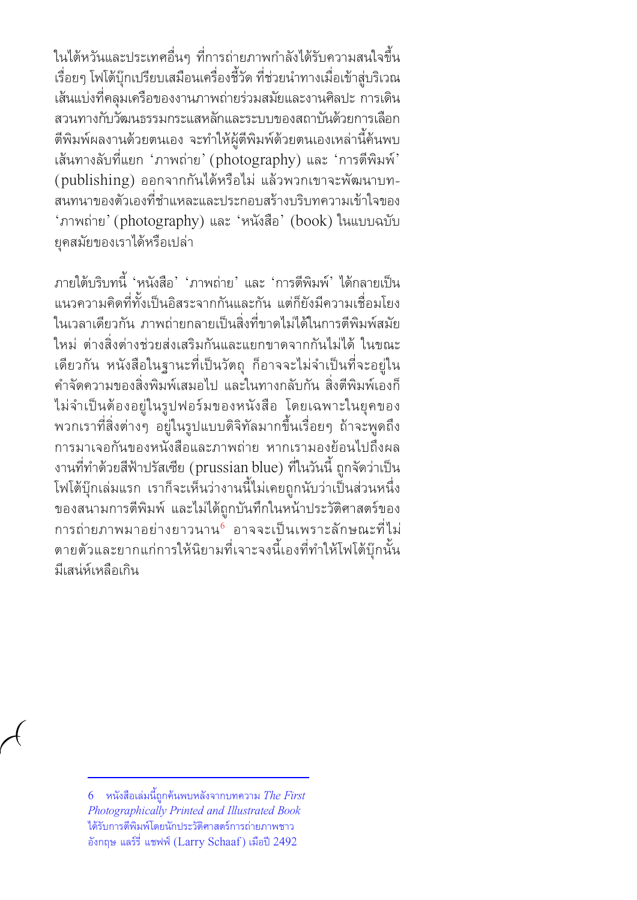ในไต้หวันและประเทศอื่นๆ ที่การถ่ายภาพกำลังได้รับความสนใจขึ้นเรื่อยๆ โฟโต้บุ๊กเปรียบเสมือนเครื่องชี้วัด ที่ช่วยนำทางเมื่อเข้าสู่บริเวณเส้นแบ่งที่คลุมเครือของงานภาพถ่ายร่วมสมัยและงานศิลปะ การเดินสวนทางกับวัฒนธรรมกระแสหลักและระบบของสถาบันด้วยการเลือกตีพิมพ์ผลงานด้วยตนเอง จะทำให้ผู้ตีพิมพ์ด้วยตนเองเหล่านี้ค้นพบเส้นทางลับที่แยก 'ภาพถ่าย' (photography) และ 'การตีพิมพ์' (publishing) ออกจากกันได้หรือไม่ แล้วพวกเขาจะพัฒนาบทสนทนาของตัวเองที่ชำแหละและประกอบสร้างบริบทความเข้าใจของ 'ภาพถ่าย' (photography) และ 'หนังสือ' (book) ในแบบฉบับยุคสมัยของเราได้หรือเปล่า

ภายใต้บริบทนี้ 'หนังสือ' 'ภาพถ่าย' และ 'การตีพิมพ์' ได้กลายเป็นแนวความคิดที่ทั้งเป็นอิสระจากกันและกัน แต่ก็ยังมีความเชื่อมโยงในเวลาเดียวกัน ภาพถ่ายกลายเป็นสิ่งที่ขาดไม่ได้ในการตีพิมพ์สมัยใหม่ ต่างสิ่งต่างช่วยส่งเสริมกันและแยกขาดจากกันไม่ได้ ในขณะเดียวกัน หนังสือในฐานะที่เป็นวัตถุ ก็อาจจะไม่จำเป็นที่จะอยู่ในคำจัดความของสิ่งพิมพ์เสมอไป และในทางกลับกัน สิ่งตีพิมพ์เองก็ไม่จำเป็นต้องอยู่ในรูปฟอร์มของหนังสือ โดยเฉพาะในยุคของพวกเราที่สิ่งต่างๆ อยู่ในรูปแบบดิจิทัลมากขึ้นเรื่อยๆ ถ้าจะพูดถึงการมาเจอกันของหนังสือและภาพถ่าย หากเรามองย้อนไปถึงผลงานที่ทำด้วยสีฟ้าปรัสเซีย (prussian blue) ที่ในวันนี้ ถูกจัดว่าเป็นโฟโต้บุ๊กเล่มแรก เราก็จะเห็นว่างานนี้ไม่เคยถูกนับว่าเป็นส่วนหนึ่งของสนามการตีพิมพ์ และไม่ได้ถูกบันทึกในหน้าประวัติศาสตร์ของการถ่ายภาพมาอย่างยาวนาน[6] อาจจะเป็นเพราะลักษณะที่ไม่ตายตัวและยากแก่การให้นิยามที่เจาะจงนี้เองที่ทำให้โฟโต้บุ๊กนั้นมีเสน่ห์เหลือเกิน

---

6 หนังสือเล่มนี้ถูกค้นพบหลังจากบทความ *The First Photographically Printed and Illustrated Book* ได้รับการตีพิมพ์โดยนักประวัติศาสตร์การถ่ายภาพชาวอังกฤษ แลร์รี่ แชฟฟ์ (Larry Schaaf) เมื่อปี 2492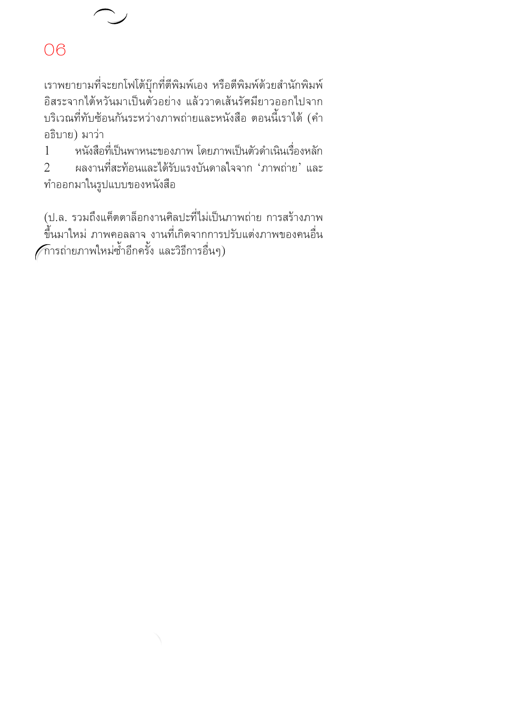06

เราพยายามที่จะยกโฟโต้บุ๊กที่ตีพิมพ์เอง หรือตีพิมพ์ด้วยสำนักพิมพ์อิสระจากไต้หวันมาเป็นตัวอย่าง แล้ววาดเส้นรัศมียาวออกไปจากบริเวณที่ทับซ้อนกันระหว่างภาพถ่ายและหนังสือ ตอนนี้เราได้ (คำอธิบาย) มาว่า

1 หนังสือที่เป็นพาหนะของภาพ โดยภาพเป็นตัวดำเนินเรื่องหลัก
2 ผลงานที่สะท้อนและได้รับแรงบันดาลใจจาก 'ภาพถ่าย' และทำออกมาในรูปแบบของหนังสือ

(ป.ล. รวมถึงแค็ตตาล็อกงานศิลปะที่ไม่เป็นภาพถ่าย การสร้างภาพขึ้นมาใหม่ ภาพคอลลาจ งานที่เกิดจากการปรับแต่งภาพของคนอื่น การถ่ายภาพใหม่ซ้ำอีกครั้ง และวิธีการอื่นๆ)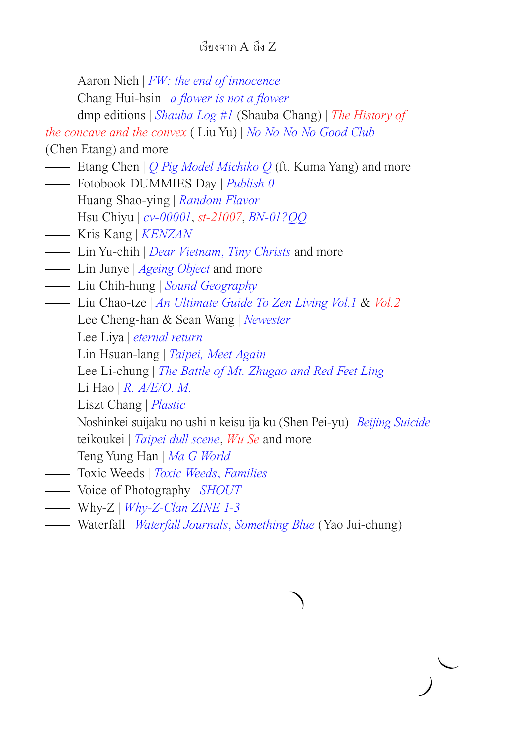เรียงจาก A ถึง Z

- Aaron Nieh | *FW: the end of innocence*
- Chang Hui-hsin | *a flower is not a flower*
- dmp editions | *Shauba Log #1* (Shauba Chang) | *The History of the concave and the convex* ( Liu Yu) | *No No No No Good Club* (Chen Etang) and more
- Etang Chen | *Q Pig Model Michiko Q* (ft. Kuma Yang) and more
- Fotobook DUMMIES Day | *Publish 0*
- Huang Shao-ying | *Random Flavor*
- Hsu Chiyu | *cv-00001*, *st-21007*, *BN-01?QQ*
- Kris Kang | *KENZAN*
- Lin Yu-chih | *Dear Vietnam*, *Tiny Christs* and more
- Lin Junye | *Ageing Object* and more
- Liu Chih-hung | *Sound Geography*
- Liu Chao-tze | *An Ultimate Guide To Zen Living Vol.1* & *Vol.2*
- Lee Cheng-han & Sean Wang | *Newester*
- Lee Liya | *eternal return*
- Lin Hsuan-lang | *Taipei, Meet Again*
- Lee Li-chung | *The Battle of Mt. Zhugao and Red Feet Ling*
- Li Hao | *R. A/E/O. M.*
- Liszt Chang | *Plastic*
- Noshinkei suijaku no ushi n keisu ija ku (Shen Pei-yu) | *Beijing Suicide*
- teikoukei | *Taipei dull scene*, *Wu Se* and more
- Teng Yung Han | *Ma G World*
- Toxic Weeds | *Toxic Weeds, Families*
- Voice of Photography | *SHOUT*
- Why-Z | *Why-Z-Clan ZINE 1-3*
- Waterfall | *Waterfall Journals*, *Something Blue* (Yao Jui-chung)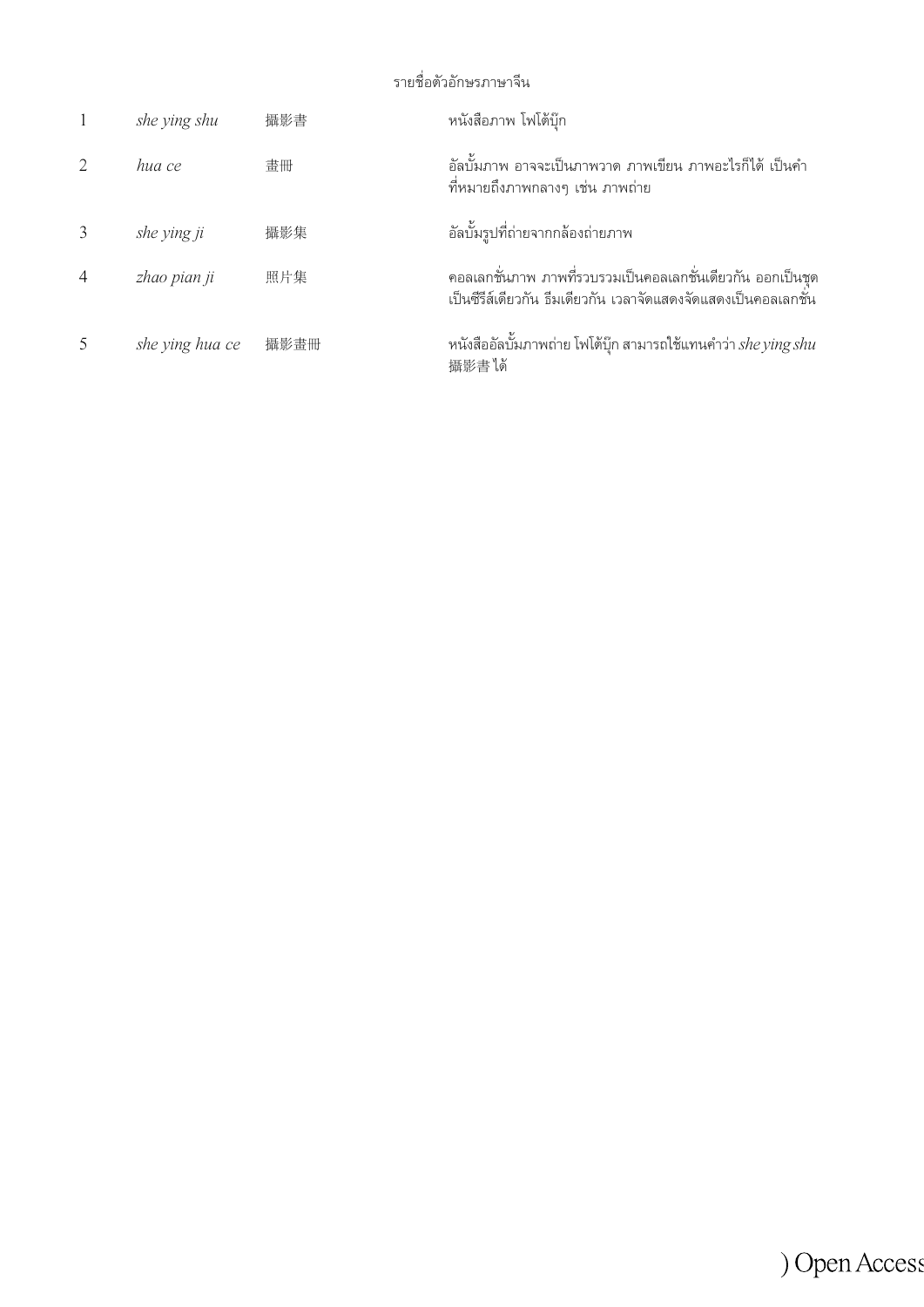รายชื่อตัวอักษรภาษาจีน

| | | | |
|---|---|---|---|
| 1 | *she ying shu* | 攝影書 | หนังสือภาพ โฟโต้บุ๊ก |
| 2 | *hua ce* | 畫冊 | อัลบั้มภาพ อาจจะเป็นภาพวาด ภาพเขียน ภาพอะไรก็ได้ เป็นคำที่หมายถึงภาพกลางๆ เช่น ภาพถ่าย |
| 3 | *she ying ji* | 攝影集 | อัลบั้มรูปที่ถ่ายจากกล้องถ่ายภาพ |
| 4 | *zhao pian ji* | 照片集 | คอลเลกชั่นภาพ ภาพที่รวบรวมเป็นคอลเลกชั่นเดียวกัน ออกเป็นชุด เป็นซีรีส์เดียวกัน ธีมเดียวกัน เวลาจัดแสดงจัดแสดงเป็นคอลเลกชั่น |
| 5 | *she ying hua ce* | 攝影畫冊 | หนังสืออัลบั้มภาพถ่าย โฟโต้บุ๊ก สามารถใช้แทนคำว่า *she ying shu* 攝影書 ได้ |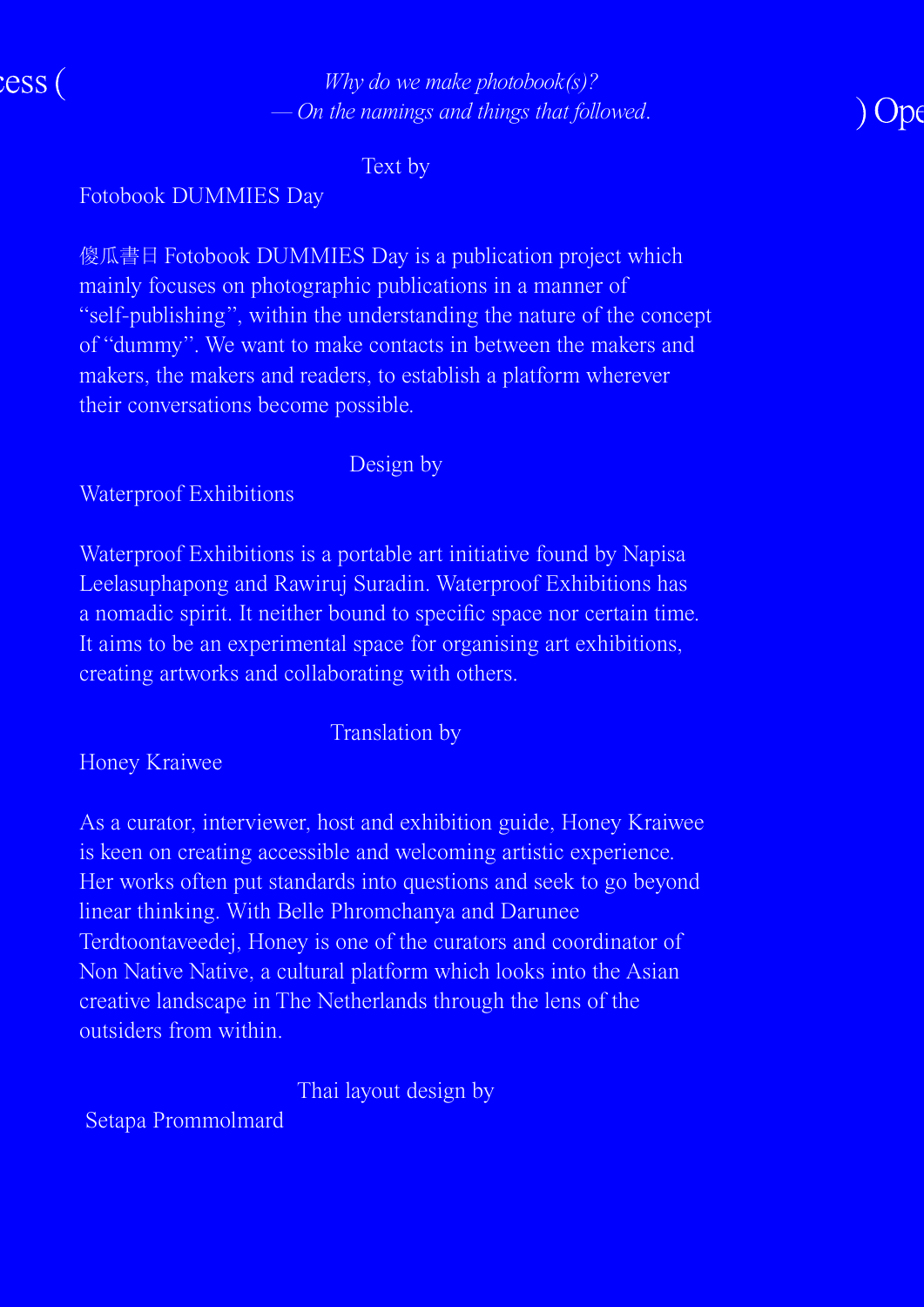*Why do we make photobook(s)?*
*— On the namings and things that followed.*

Text by

Fotobook DUMMIES Day

傻瓜書日 Fotobook DUMMIES Day is a publication project which mainly focuses on photographic publications in a manner of "self-publishing", within the understanding the nature of the concept of "dummy". We want to make contacts in between the makers and makers, the makers and readers, to establish a platform wherever their conversations become possible.

Design by

Waterproof Exhibitions

Waterproof Exhibitions is a portable art initiative found by Napisa Leelasuphapong and Rawiruj Suradin. Waterproof Exhibitions has a nomadic spirit. It neither bound to specific space nor certain time. It aims to be an experimental space for organising art exhibitions, creating artworks and collaborating with others.

Translation by

Honey Kraiwee

As a curator, interviewer, host and exhibition guide, Honey Kraiwee is keen on creating accessible and welcoming artistic experience. Her works often put standards into questions and seek to go beyond linear thinking. With Belle Phromchanya and Darunee Terdtoontaveedej, Honey is one of the curators and coordinator of Non Native Native, a cultural platform which looks into the Asian creative landscape in The Netherlands through the lens of the outsiders from within.

Thai layout design by

Setapa Prommolmard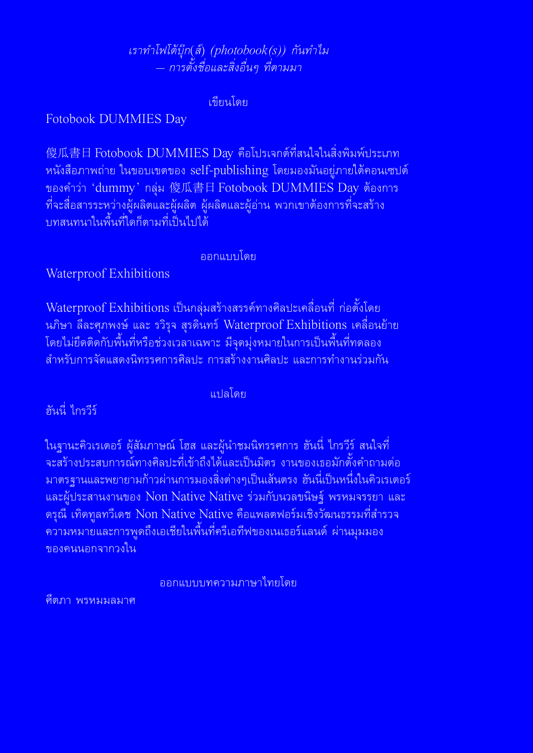*เราทำโฟโต้บุ๊ก(ส์) (photobook(s)) กันทำไม*
*— การตั้งชื่อและสิ่งอื่นๆ ที่ตามมา*

เขียนโดย

Fotobook DUMMIES Day

傻瓜書日 Fotobook DUMMIES Day คือโปรเจกต์ที่สนใจในสิ่งพิมพ์ประเภทหนังสือภาพถ่าย ในขอบเขตของ self-publishing โดยมองมันอยู่ภายใต้คอนเซปต์ของคำว่า 'dummy' กลุ่ม 傻瓜書日 Fotobook DUMMIES Day ต้องการที่จะสื่อสารระหว่างผู้ผลิตและผู้ผลิต ผู้ผลิตและผู้อ่าน พวกเขาต้องการที่จะสร้างบทสนทนาในพื้นที่ใดก็ตามที่เป็นไปได้

ออกแบบโดย

Waterproof Exhibitions

Waterproof Exhibitions เป็นกลุ่มสร้างสรรค์ทางศิลปะเคลื่อนที่ ก่อตั้งโดย นภิษา ลีละศุภพงษ์ และ รวิรุจ สุรดินทร์ Waterproof Exhibitions เคลื่อนย้ายโดยไม่ยึดติดกับพื้นที่หรือช่วงเวลาเฉพาะ มีจุดมุ่งหมายในการเป็นพื้นที่ทดลองสำหรับการจัดแสดงนิทรรศการศิลปะ การสร้างงานศิลปะ และการทำงานร่วมกัน

แปลโดย

ฮันนี่ ไกรวีร์

ในฐานะคิวเรเตอร์ ผู้สัมภาษณ์ โฮส และผู้นำชมนิทรรศการ ฮันนี่ ไกรวีร์ สนใจที่จะสร้างประสบการณ์ทางศิลปะที่เข้าถึงได้และเป็นมิตร งานของเธอมักตั้งคำถามต่อมาตรฐานและพยายามก้าวผ่านการมองสิ่งต่างๆเป็นเส้นตรง ฮันนี่เป็นหนึ่งในคิวเรเตอร์และผู้ประสานงานของ Non Native Native ร่วมกับนวลขนิษฐ์ พรหมจรรยา และดรุณี เทิดทูลทวีเดช Non Native Native คือแพลตฟอร์มเชิงวัฒนธรรมที่สำรวจความหมายและการพูดถึงเอเชียในพื้นที่ครีเอทีฟของเนเธอร์แลนด์ ผ่านมุมมองของคนนอกจากวงใน

ออกแบบบทความภาษาไทยโดย

ศีตภา พรหมมลมาศ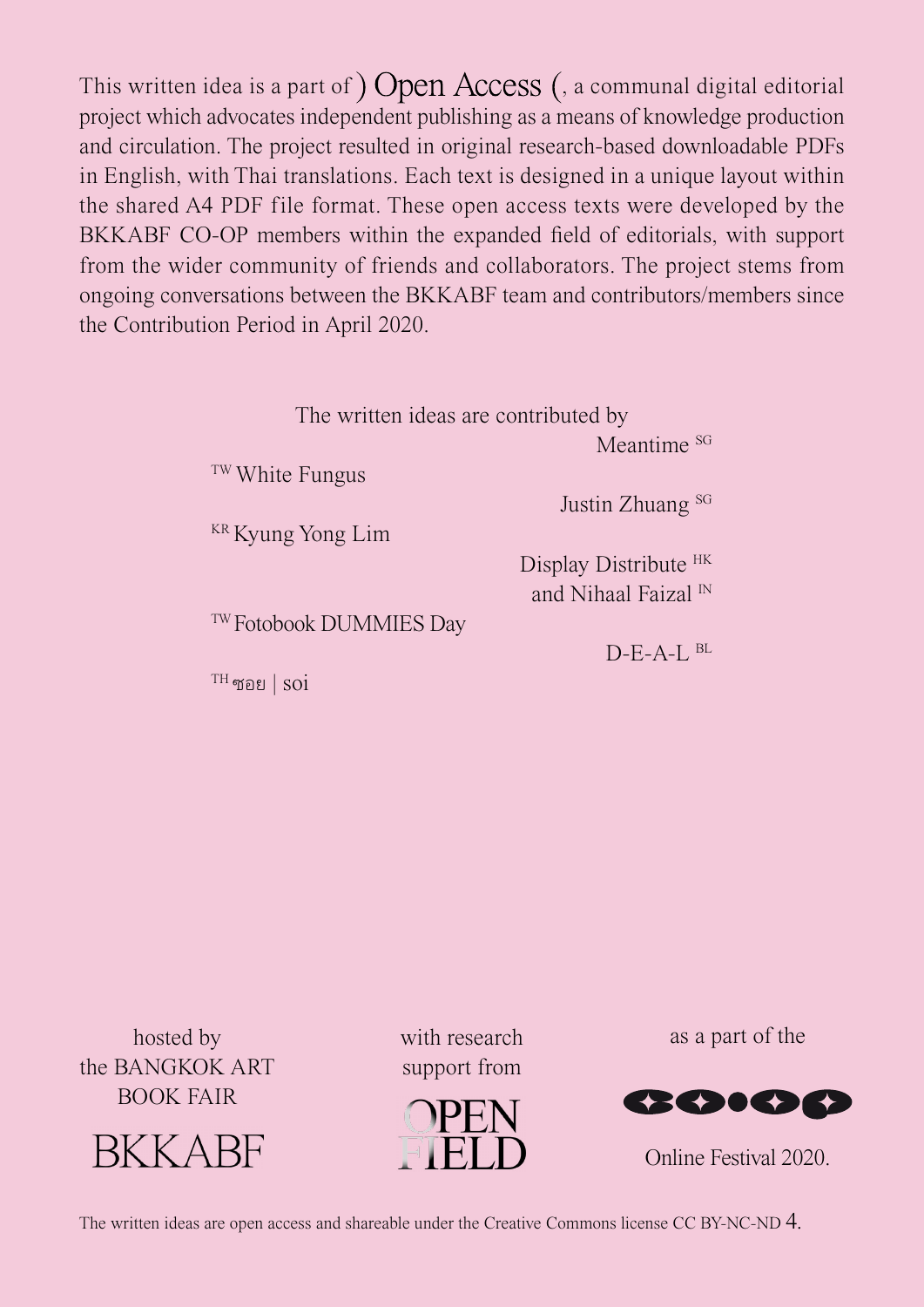This written idea is a part of ) Open Access (, a communal digital editorial project which advocates independent publishing as a means of knowledge production and circulation. The project resulted in original research-based downloadable PDFs in English, with Thai translations. Each text is designed in a unique layout within the shared A4 PDF file format. These open access texts were developed by the BKKABF CO-OP members within the expanded field of editorials, with support from the wider community of friends and collaborators. The project stems from ongoing conversations between the BKKABF team and contributors/members since the Contribution Period in April 2020.

The written ideas are contributed by

Meantime SG

TW White Fungus

Justin Zhuang SG

KR Kyung Yong Lim

Display Distribute HK
and Nihaal Faizal IN

TW Fotobook DUMMIES Day

D-E-A-L BL

TH ซอย | soi

hosted by
the BANGKOK ART
BOOK FAIR

BKKABF

with research
support from

OPEN
FIELD

as a part of the

Online Festival 2020.

The written ideas are open access and shareable under the Creative Commons license CC BY-NC-ND 4.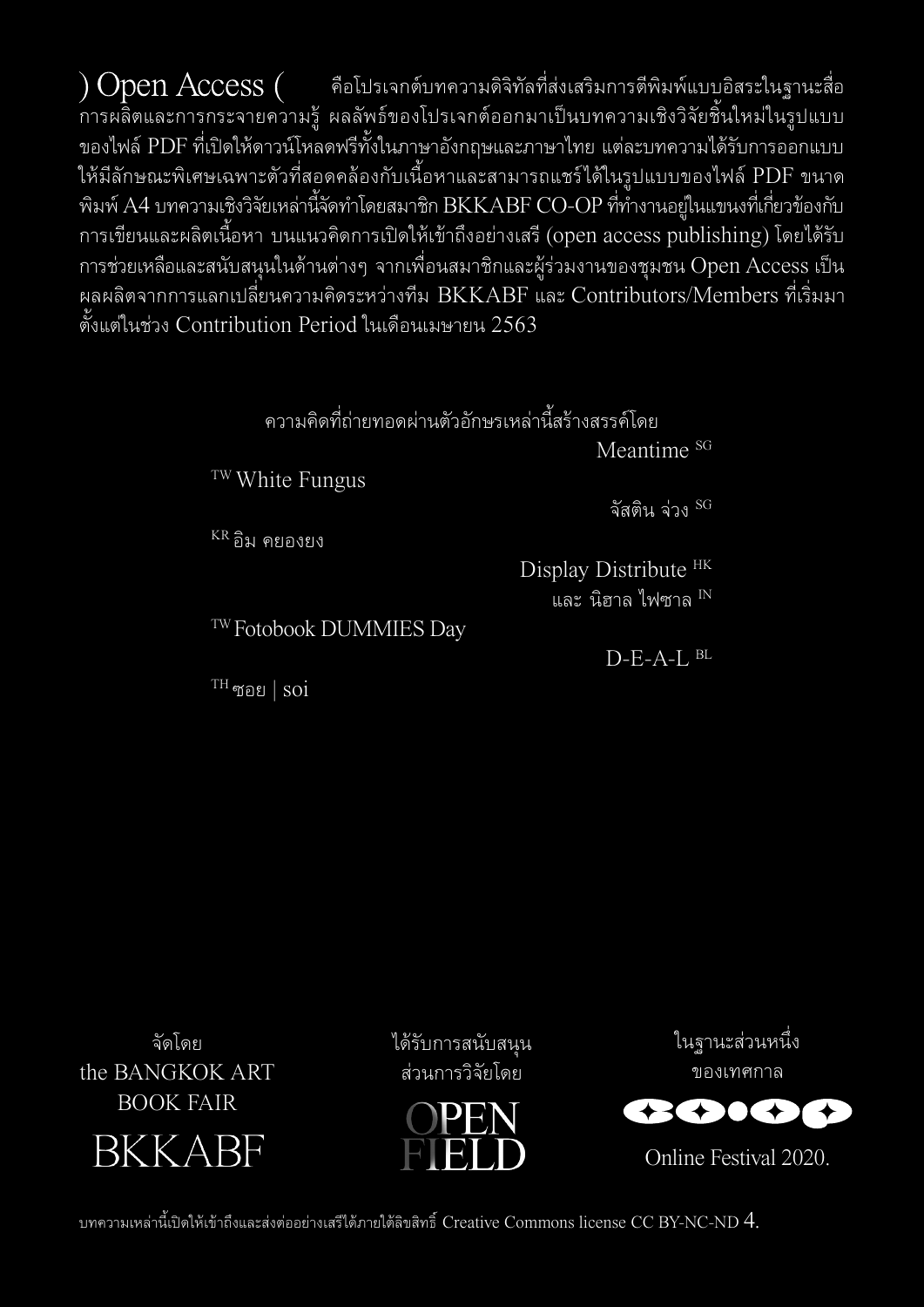) Open Access ( คือโปรเจกต์บทความดิจิทัลที่ส่งเสริมการตีพิมพ์แบบอิสระในฐานะสื่อการผลิตและการกระจายความรู้ ผลลัพธ์ของโปรเจกต์ออกมาเป็นบทความเชิงวิจัยชิ้นใหม่ในรูปแบบของไฟล์ PDF ที่เปิดให้ดาวน์โหลดฟรีทั้งในภาษาอังกฤษและภาษาไทย แต่ละบทความได้รับการออกแบบให้มีลักษณะพิเศษเฉพาะตัวที่สอดคล้องกับเนื้อหาและสามารถแชร์ได้ในรูปแบบของไฟล์ PDF ขนาดพิมพ์ A4 บทความเชิงวิจัยเหล่านี้จัดทำโดยสมาชิก BKKABF CO-OP ที่ทำงานอยู่ในแขนงที่เกี่ยวข้องกับการเขียนและผลิตเนื้อหา บนแนวคิดการเปิดให้เข้าถึงอย่างเสรี (open access publishing) โดยได้รับการช่วยเหลือและสนับสนุนในด้านต่างๆ จากเพื่อนสมาชิกและผู้ร่วมงานของชุมชน Open Access เป็นผลผลิตจากการแลกเปลี่ยนความคิดระหว่างทีม BKKABF และ Contributors/Members ที่เริ่มมาตั้งแต่ในช่วง Contribution Period ในเดือนเมษายน 2563

ความคิดที่ถ่ายทอดผ่านตัวอักษรเหล่านี้สร้างสรรค์โดย

Meantime SG

TW White Fungus

จัสติน จ่วง SG

KR อิม คยองยง

Display Distribute HK

และ นิฮาล ไฟซาล IN

TW Fotobook DUMMIES Day

D-E-A-L BL

TH ซอย | soi

จัดโดย
the BANGKOK ART BOOK FAIR
BKKABF

ได้รับการสนับสนุนส่วนการวิจัยโดย
OPEN FIELD

ในฐานะส่วนหนึ่งของเทศกาล
Online Festival 2020.

บทความเหล่านี้เปิดให้เข้าถึงและส่งต่ออย่างเสรีได้ภายใต้ลิขสิทธิ์ Creative Commons license CC BY-NC-ND 4.